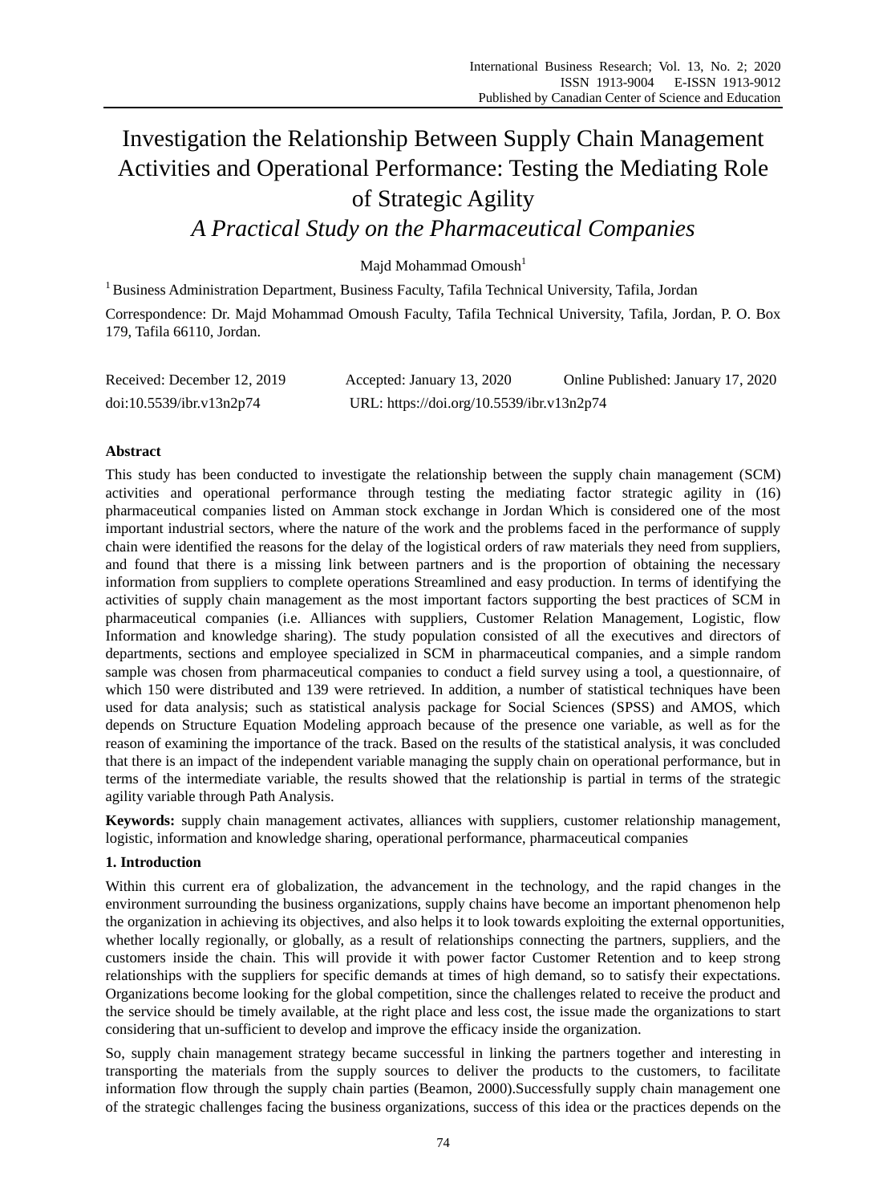# Investigation the Relationship Between Supply Chain Management Activities and Operational Performance: Testing the Mediating Role of Strategic Agility

## *A Practical Study on the Pharmaceutical Companies*

Majd Mohammad Omoush[1]

[1] Business Administration Department, Business Faculty, Tafila Technical University, Tafila, Jordan

Correspondence: Dr. Majd Mohammad Omoush Faculty, Tafila Technical University, Tafila, Jordan, P. O. Box 179, Tafila 66110, Jordan.

Received: December 12, 2019 Accepted: January 13, 2020 Online Published: January 17, 2020

doi:10.5539/ibr.v13n2p74 URL: https://doi.org/10.5539/ibr.v13n2p74

**Abstract**

This study has been conducted to investigate the relationship between the supply chain management (SCM) activities and operational performance through testing the mediating factor strategic agility in (16) pharmaceutical companies listed on Amman stock exchange in Jordan Which is considered one of the most important industrial sectors, where the nature of the work and the problems faced in the performance of supply chain were identified the reasons for the delay of the logistical orders of raw materials they need from suppliers, and found that there is a missing link between partners and is the proportion of obtaining the necessary information from suppliers to complete operations Streamlined and easy production. In terms of identifying the activities of supply chain management as the most important factors supporting the best practices of SCM in pharmaceutical companies (i.e. Alliances with suppliers, Customer Relation Management, Logistic, flow Information and knowledge sharing). The study population consisted of all the executives and directors of departments, sections and employee specialized in SCM in pharmaceutical companies, and a simple random sample was chosen from pharmaceutical companies to conduct a field survey using a tool, a questionnaire, of which 150 were distributed and 139 were retrieved. In addition, a number of statistical techniques have been used for data analysis; such as statistical analysis package for Social Sciences (SPSS) and AMOS, which depends on Structure Equation Modeling approach because of the presence one variable, as well as for the reason of examining the importance of the track. Based on the results of the statistical analysis, it was concluded that there is an impact of the independent variable managing the supply chain on operational performance, but in terms of the intermediate variable, the results showed that the relationship is partial in terms of the strategic agility variable through Path Analysis.

**Keywords:** supply chain management activates, alliances with suppliers, customer relationship management, logistic, information and knowledge sharing, operational performance, pharmaceutical companies

## 1. Introduction

Within this current era of globalization, the advancement in the technology, and the rapid changes in the environment surrounding the business organizations, supply chains have become an important phenomenon help the organization in achieving its objectives, and also helps it to look towards exploiting the external opportunities, whether locally regionally, or globally, as a result of relationships connecting the partners, suppliers, and the customers inside the chain. This will provide it with power factor Customer Retention and to keep strong relationships with the suppliers for specific demands at times of high demand, so to satisfy their expectations. Organizations become looking for the global competition, since the challenges related to receive the product and the service should be timely available, at the right place and less cost, the issue made the organizations to start considering that un-sufficient to develop and improve the efficacy inside the organization.

So, supply chain management strategy became successful in linking the partners together and interesting in transporting the materials from the supply sources to deliver the products to the customers, to facilitate information flow through the supply chain parties (Beamon, 2000).Successfully supply chain management one of the strategic challenges facing the business organizations, success of this idea or the practices depends on the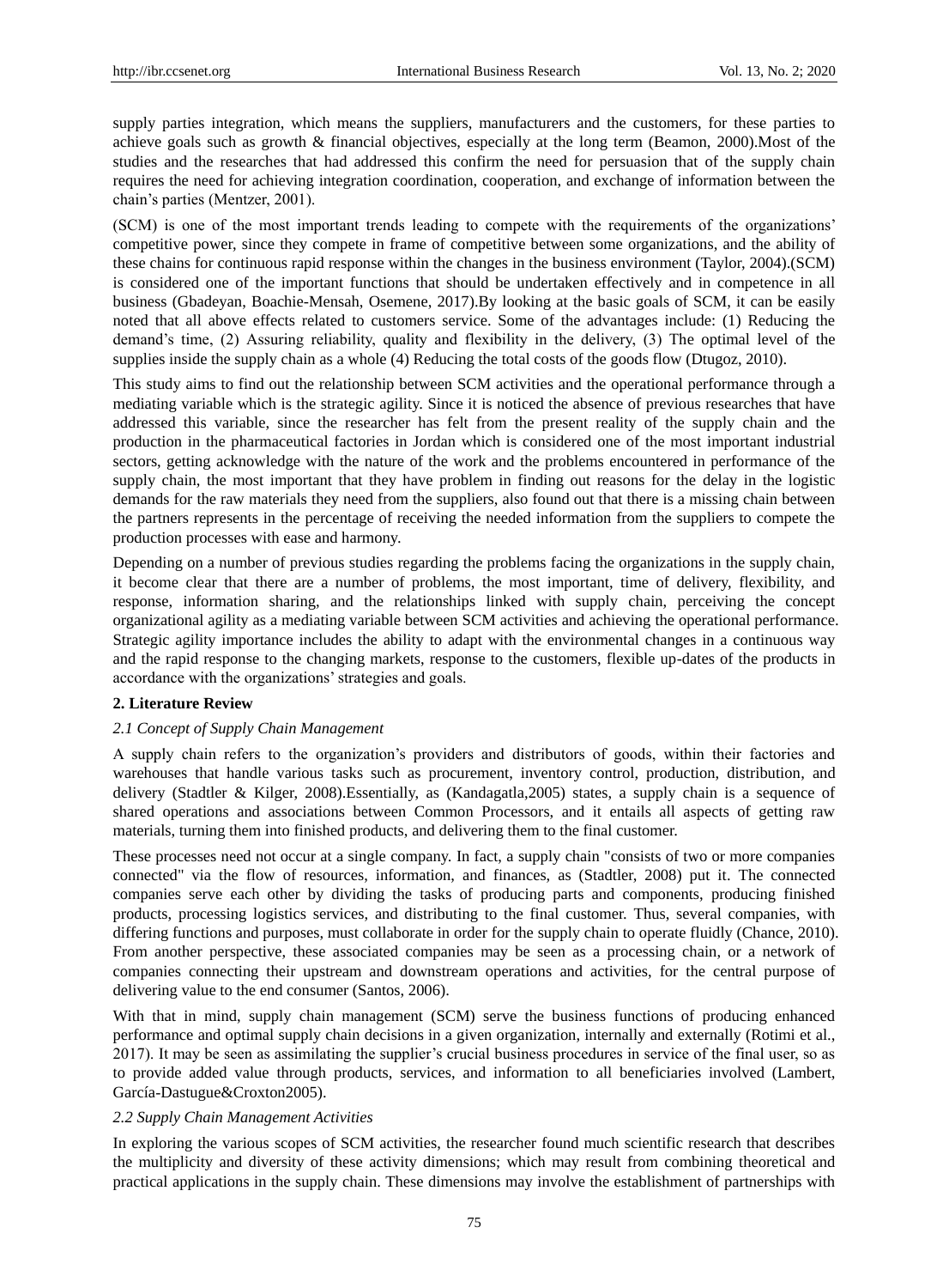supply parties integration, which means the suppliers, manufacturers and the customers, for these parties to achieve goals such as growth & financial objectives, especially at the long term (Beamon, 2000).Most of the studies and the researches that had addressed this confirm the need for persuasion that of the supply chain requires the need for achieving integration coordination, cooperation, and exchange of information between the chain's parties (Mentzer, 2001).

(SCM) is one of the most important trends leading to compete with the requirements of the organizations' competitive power, since they compete in frame of competitive between some organizations, and the ability of these chains for continuous rapid response within the changes in the business environment (Taylor, 2004).(SCM) is considered one of the important functions that should be undertaken effectively and in competence in all business (Gbadeyan, Boachie-Mensah, Osemene, 2017).By looking at the basic goals of SCM, it can be easily noted that all above effects related to customers service. Some of the advantages include: (1) Reducing the demand's time, (2) Assuring reliability, quality and flexibility in the delivery, (3) The optimal level of the supplies inside the supply chain as a whole (4) Reducing the total costs of the goods flow (Dtugoz, 2010).

This study aims to find out the relationship between SCM activities and the operational performance through a mediating variable which is the strategic agility. Since it is noticed the absence of previous researches that have addressed this variable, since the researcher has felt from the present reality of the supply chain and the production in the pharmaceutical factories in Jordan which is considered one of the most important industrial sectors, getting acknowledge with the nature of the work and the problems encountered in performance of the supply chain, the most important that they have problem in finding out reasons for the delay in the logistic demands for the raw materials they need from the suppliers, also found out that there is a missing chain between the partners represents in the percentage of receiving the needed information from the suppliers to compete the production processes with ease and harmony.

Depending on a number of previous studies regarding the problems facing the organizations in the supply chain, it become clear that there are a number of problems, the most important, time of delivery, flexibility, and response, information sharing, and the relationships linked with supply chain, perceiving the concept organizational agility as a mediating variable between SCM activities and achieving the operational performance. Strategic agility importance includes the ability to adapt with the environmental changes in a continuous way and the rapid response to the changing markets, response to the customers, flexible up-dates of the products in accordance with the organizations' strategies and goals.

## 2. Literature Review

### *2.1 Concept of Supply Chain Management*

A supply chain refers to the organization's providers and distributors of goods, within their factories and warehouses that handle various tasks such as procurement, inventory control, production, distribution, and delivery (Stadtler & Kilger, 2008).Essentially, as (Kandagatla,2005) states, a supply chain is a sequence of shared operations and associations between Common Processors, and it entails all aspects of getting raw materials, turning them into finished products, and delivering them to the final customer.

These processes need not occur at a single company. In fact, a supply chain "consists of two or more companies connected" via the flow of resources, information, and finances, as (Stadtler, 2008) put it. The connected companies serve each other by dividing the tasks of producing parts and components, producing finished products, processing logistics services, and distributing to the final customer. Thus, several companies, with differing functions and purposes, must collaborate in order for the supply chain to operate fluidly (Chance, 2010). From another perspective, these associated companies may be seen as a processing chain, or a network of companies connecting their upstream and downstream operations and activities, for the central purpose of delivering value to the end consumer (Santos, 2006).

With that in mind, supply chain management (SCM) serve the business functions of producing enhanced performance and optimal supply chain decisions in a given organization, internally and externally (Rotimi et al., 2017). It may be seen as assimilating the supplier's crucial business procedures in service of the final user, so as to provide added value through products, services, and information to all beneficiaries involved (Lambert, García-Dastugue&Croxton2005).

### *2.2 Supply Chain Management Activities*

In exploring the various scopes of SCM activities, the researcher found much scientific research that describes the multiplicity and diversity of these activity dimensions; which may result from combining theoretical and practical applications in the supply chain. These dimensions may involve the establishment of partnerships with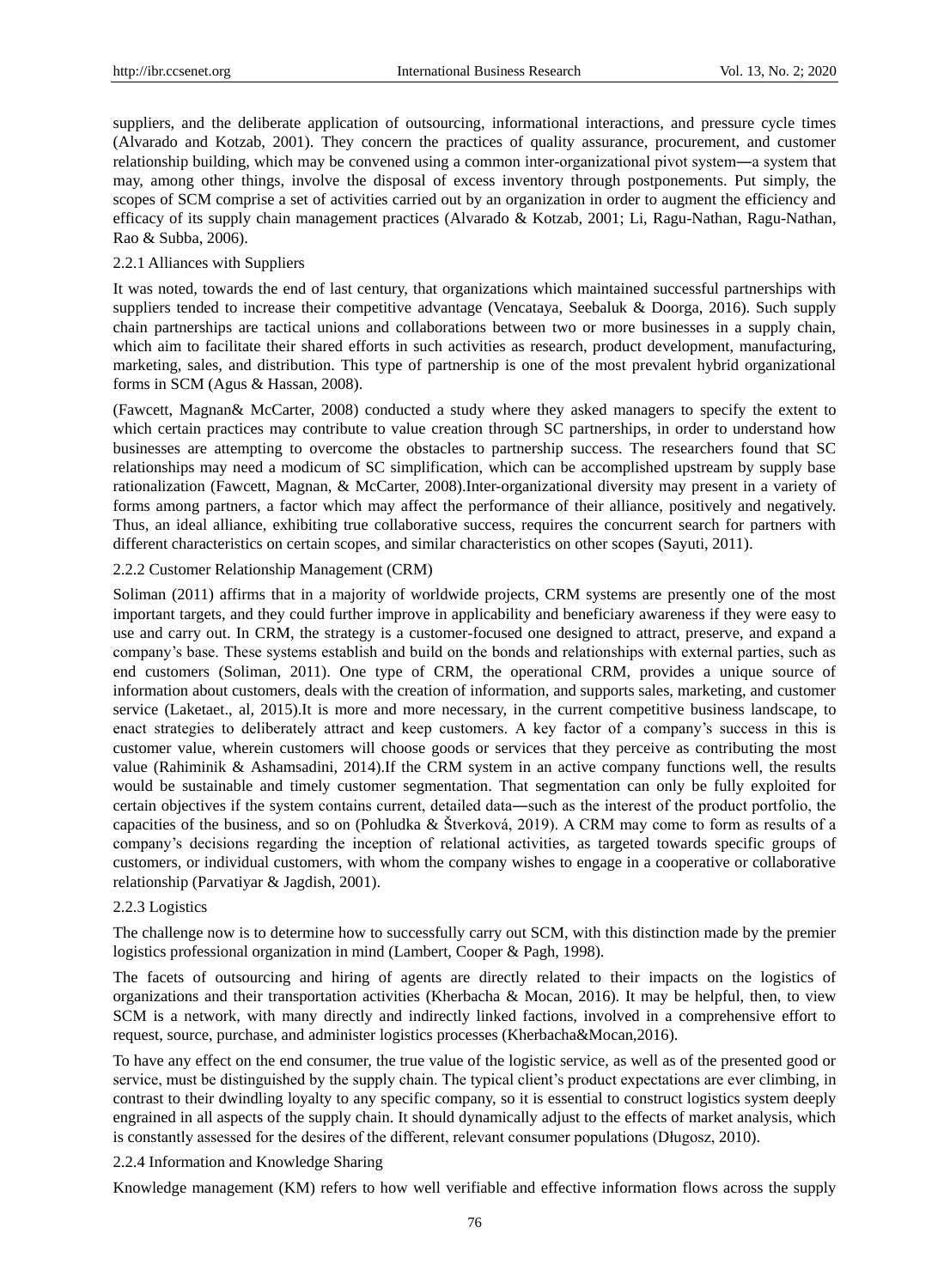suppliers, and the deliberate application of outsourcing, informational interactions, and pressure cycle times (Alvarado and Kotzab, 2001). They concern the practices of quality assurance, procurement, and customer relationship building, which may be convened using a common inter-organizational pivot system—a system that may, among other things, involve the disposal of excess inventory through postponements. Put simply, the scopes of SCM comprise a set of activities carried out by an organization in order to augment the efficiency and efficacy of its supply chain management practices (Alvarado & Kotzab, 2001; Li, Ragu-Nathan, Ragu-Nathan, Rao & Subba, 2006).

### 2.2.1 Alliances with Suppliers

It was noted, towards the end of last century, that organizations which maintained successful partnerships with suppliers tended to increase their competitive advantage (Vencataya, Seebaluk & Doorga, 2016). Such supply chain partnerships are tactical unions and collaborations between two or more businesses in a supply chain, which aim to facilitate their shared efforts in such activities as research, product development, manufacturing, marketing, sales, and distribution. This type of partnership is one of the most prevalent hybrid organizational forms in SCM (Agus & Hassan, 2008).

(Fawcett, Magnan& McCarter, 2008) conducted a study where they asked managers to specify the extent to which certain practices may contribute to value creation through SC partnerships, in order to understand how businesses are attempting to overcome the obstacles to partnership success. The researchers found that SC relationships may need a modicum of SC simplification, which can be accomplished upstream by supply base rationalization (Fawcett, Magnan, & McCarter, 2008).Inter-organizational diversity may present in a variety of forms among partners, a factor which may affect the performance of their alliance, positively and negatively. Thus, an ideal alliance, exhibiting true collaborative success, requires the concurrent search for partners with different characteristics on certain scopes, and similar characteristics on other scopes (Sayuti, 2011).

### 2.2.2 Customer Relationship Management (CRM)

Soliman (2011) affirms that in a majority of worldwide projects, CRM systems are presently one of the most important targets, and they could further improve in applicability and beneficiary awareness if they were easy to use and carry out. In CRM, the strategy is a customer-focused one designed to attract, preserve, and expand a company's base. These systems establish and build on the bonds and relationships with external parties, such as end customers (Soliman, 2011). One type of CRM, the operational CRM, provides a unique source of information about customers, deals with the creation of information, and supports sales, marketing, and customer service (Laketaet., al, 2015).It is more and more necessary, in the current competitive business landscape, to enact strategies to deliberately attract and keep customers. A key factor of a company's success in this is customer value, wherein customers will choose goods or services that they perceive as contributing the most value (Rahiminik & Ashamsadini, 2014).If the CRM system in an active company functions well, the results would be sustainable and timely customer segmentation. That segmentation can only be fully exploited for certain objectives if the system contains current, detailed data—such as the interest of the product portfolio, the capacities of the business, and so on (Pohludka & Štverková, 2019). A CRM may come to form as results of a company's decisions regarding the inception of relational activities, as targeted towards specific groups of customers, or individual customers, with whom the company wishes to engage in a cooperative or collaborative relationship (Parvatiyar & Jagdish, 2001).

### 2.2.3 Logistics

The challenge now is to determine how to successfully carry out SCM, with this distinction made by the premier logistics professional organization in mind (Lambert, Cooper & Pagh, 1998).

The facets of outsourcing and hiring of agents are directly related to their impacts on the logistics of organizations and their transportation activities (Kherbacha & Mocan, 2016). It may be helpful, then, to view SCM is a network, with many directly and indirectly linked factions, involved in a comprehensive effort to request, source, purchase, and administer logistics processes (Kherbacha&Mocan,2016).

To have any effect on the end consumer, the true value of the logistic service, as well as of the presented good or service, must be distinguished by the supply chain. The typical client's product expectations are ever climbing, in contrast to their dwindling loyalty to any specific company, so it is essential to construct logistics system deeply engrained in all aspects of the supply chain. It should dynamically adjust to the effects of market analysis, which is constantly assessed for the desires of the different, relevant consumer populations (Długosz, 2010).

### 2.2.4 Information and Knowledge Sharing

Knowledge management (KM) refers to how well verifiable and effective information flows across the supply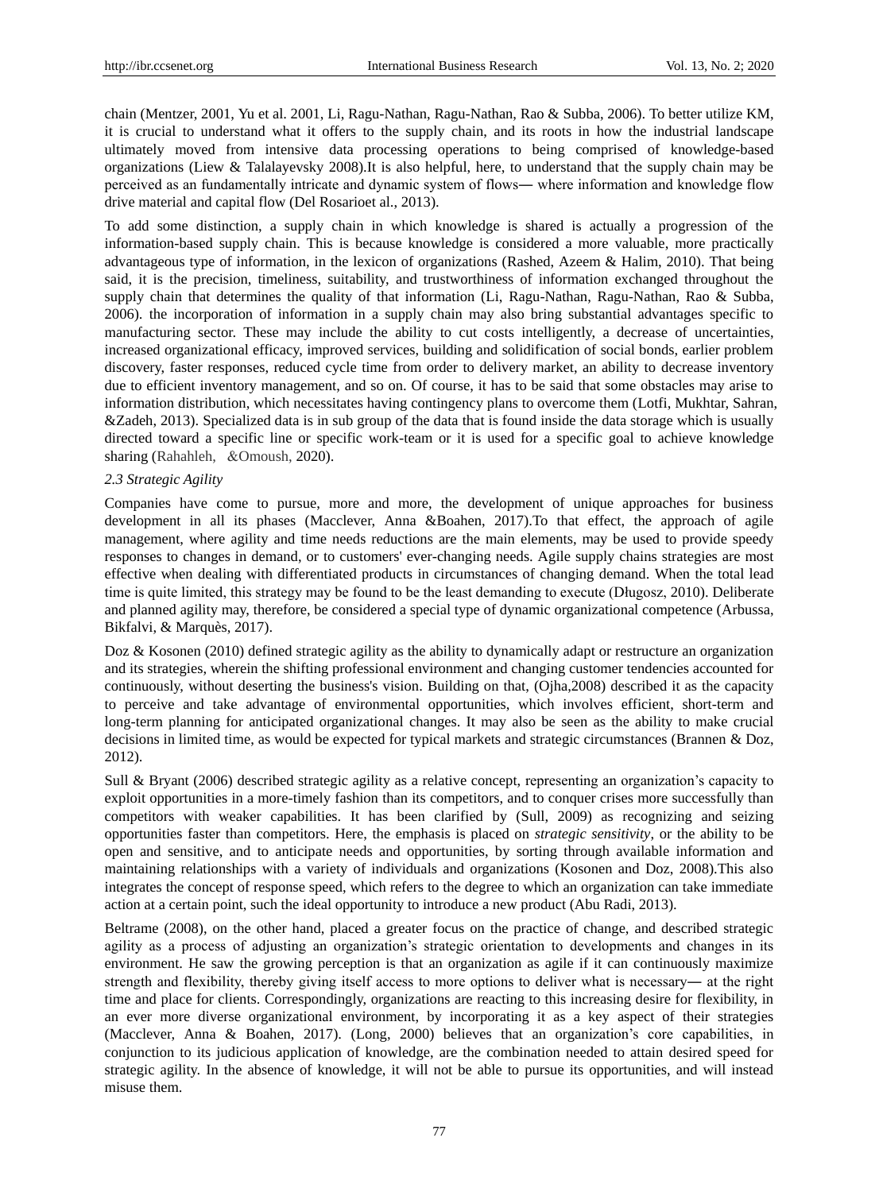chain (Mentzer, 2001, Yu et al. 2001, Li, Ragu-Nathan, Ragu-Nathan, Rao & Subba, 2006). To better utilize KM, it is crucial to understand what it offers to the supply chain, and its roots in how the industrial landscape ultimately moved from intensive data processing operations to being comprised of knowledge-based organizations (Liew & Talalayevsky 2008).It is also helpful, here, to understand that the supply chain may be perceived as an fundamentally intricate and dynamic system of flows— where information and knowledge flow drive material and capital flow (Del Rosarioet al., 2013).

To add some distinction, a supply chain in which knowledge is shared is actually a progression of the information-based supply chain. This is because knowledge is considered a more valuable, more practically advantageous type of information, in the lexicon of organizations (Rashed, Azeem & Halim, 2010). That being said, it is the precision, timeliness, suitability, and trustworthiness of information exchanged throughout the supply chain that determines the quality of that information (Li, Ragu-Nathan, Ragu-Nathan, Rao & Subba, 2006). the incorporation of information in a supply chain may also bring substantial advantages specific to manufacturing sector. These may include the ability to cut costs intelligently, a decrease of uncertainties, increased organizational efficacy, improved services, building and solidification of social bonds, earlier problem discovery, faster responses, reduced cycle time from order to delivery market, an ability to decrease inventory due to efficient inventory management, and so on. Of course, it has to be said that some obstacles may arise to information distribution, which necessitates having contingency plans to overcome them (Lotfi, Mukhtar, Sahran, &Zadeh, 2013). Specialized data is in sub group of the data that is found inside the data storage which is usually directed toward a specific line or specific work-team or it is used for a specific goal to achieve knowledge sharing (Rahahleh, &Omoush, 2020).

### *2.3 Strategic Agility*

Companies have come to pursue, more and more, the development of unique approaches for business development in all its phases (Macclever, Anna &Boahen, 2017).To that effect, the approach of agile management, where agility and time needs reductions are the main elements, may be used to provide speedy responses to changes in demand, or to customers' ever-changing needs. Agile supply chains strategies are most effective when dealing with differentiated products in circumstances of changing demand. When the total lead time is quite limited, this strategy may be found to be the least demanding to execute (Długosz, 2010). Deliberate and planned agility may, therefore, be considered a special type of dynamic organizational competence (Arbussa, Bikfalvi, & Marquès, 2017).

Doz & Kosonen (2010) defined strategic agility as the ability to dynamically adapt or restructure an organization and its strategies, wherein the shifting professional environment and changing customer tendencies accounted for continuously, without deserting the business's vision. Building on that, (Ojha,2008) described it as the capacity to perceive and take advantage of environmental opportunities, which involves efficient, short-term and long-term planning for anticipated organizational changes. It may also be seen as the ability to make crucial decisions in limited time, as would be expected for typical markets and strategic circumstances (Brannen & Doz, 2012).

Sull & Bryant (2006) described strategic agility as a relative concept, representing an organization's capacity to exploit opportunities in a more-timely fashion than its competitors, and to conquer crises more successfully than competitors with weaker capabilities. It has been clarified by (Sull, 2009) as recognizing and seizing opportunities faster than competitors. Here, the emphasis is placed on *strategic sensitivity*, or the ability to be open and sensitive, and to anticipate needs and opportunities, by sorting through available information and maintaining relationships with a variety of individuals and organizations (Kosonen and Doz, 2008).This also integrates the concept of response speed, which refers to the degree to which an organization can take immediate action at a certain point, such the ideal opportunity to introduce a new product (Abu Radi, 2013).

Beltrame (2008), on the other hand, placed a greater focus on the practice of change, and described strategic agility as a process of adjusting an organization's strategic orientation to developments and changes in its environment. He saw the growing perception is that an organization as agile if it can continuously maximize strength and flexibility, thereby giving itself access to more options to deliver what is necessary— at the right time and place for clients. Correspondingly, organizations are reacting to this increasing desire for flexibility, in an ever more diverse organizational environment, by incorporating it as a key aspect of their strategies (Macclever, Anna & Boahen, 2017). (Long, 2000) believes that an organization's core capabilities, in conjunction to its judicious application of knowledge, are the combination needed to attain desired speed for strategic agility. In the absence of knowledge, it will not be able to pursue its opportunities, and will instead misuse them.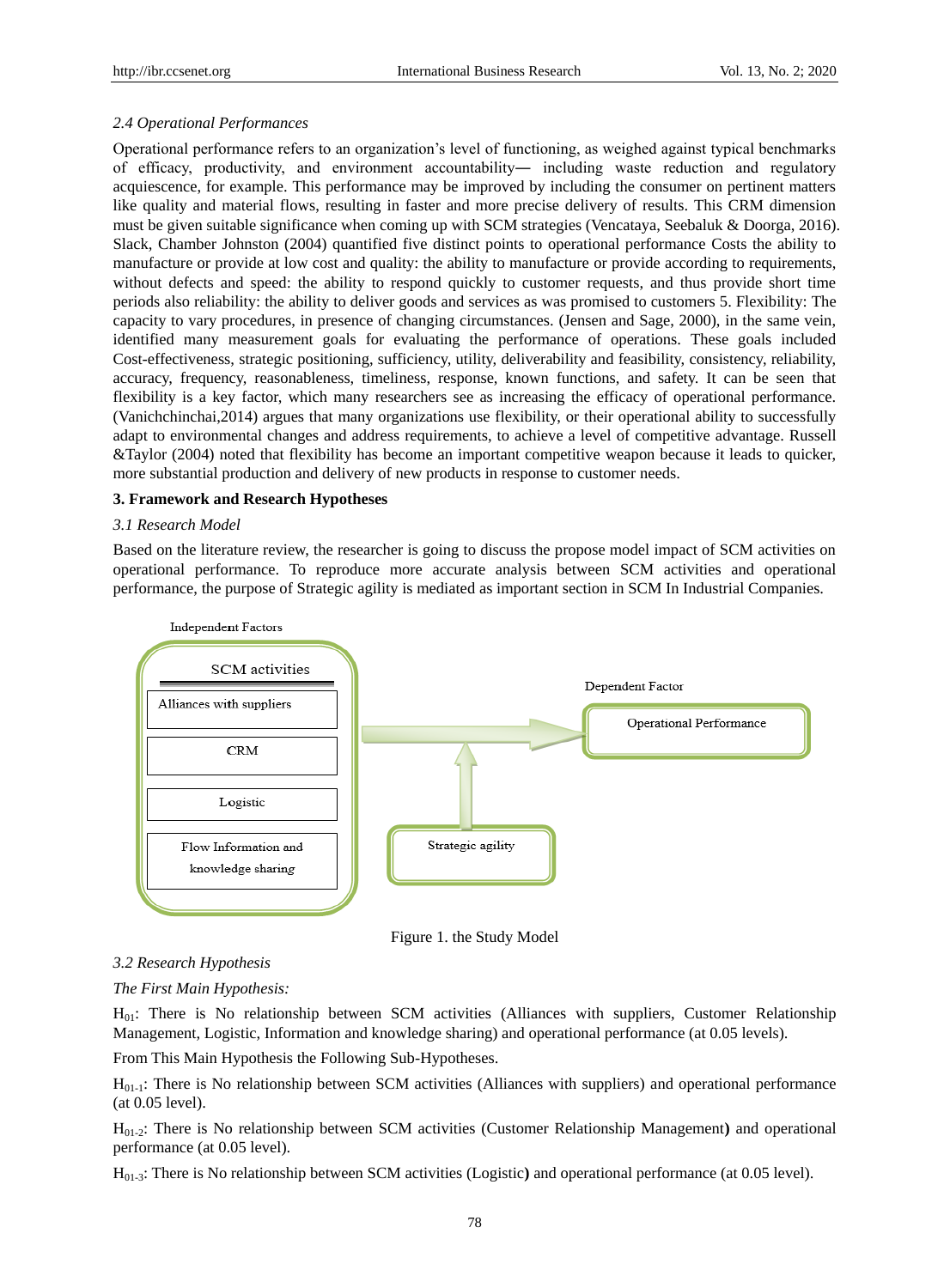*2.4 Operational Performances*

Operational performance refers to an organization's level of functioning, as weighed against typical benchmarks of efficacy, productivity, and environment accountability— including waste reduction and regulatory acquiescence, for example. This performance may be improved by including the consumer on pertinent matters like quality and material flows, resulting in faster and more precise delivery of results. This CRM dimension must be given suitable significance when coming up with SCM strategies (Vencataya, Seebaluk & Doorga, 2016). Slack, Chamber Johnston (2004) quantified five distinct points to operational performance Costs the ability to manufacture or provide at low cost and quality: the ability to manufacture or provide according to requirements, without defects and speed: the ability to respond quickly to customer requests, and thus provide short time periods also reliability: the ability to deliver goods and services as was promised to customers 5. Flexibility: The capacity to vary procedures, in presence of changing circumstances. (Jensen and Sage, 2000), in the same vein, identified many measurement goals for evaluating the performance of operations. These goals included Cost-effectiveness, strategic positioning, sufficiency, utility, deliverability and feasibility, consistency, reliability, accuracy, frequency, reasonableness, timeliness, response, known functions, and safety. It can be seen that flexibility is a key factor, which many researchers see as increasing the efficacy of operational performance. (Vanichchinchai,2014) argues that many organizations use flexibility, or their operational ability to successfully adapt to environmental changes and address requirements, to achieve a level of competitive advantage. Russell &Taylor (2004) noted that flexibility has become an important competitive weapon because it leads to quicker, more substantial production and delivery of new products in response to customer needs.

## 3. Framework and Research Hypotheses

*3.1 Research Model*

Based on the literature review, the researcher is going to discuss the propose model impact of SCM activities on operational performance. To reproduce more accurate analysis between SCM activities and operational performance, the purpose of Strategic agility is mediated as important section in SCM In Industrial Companies.

Independent Factors

SCM activities

Alliances with suppliers

CRM

Logistic

Flow Information and knowledge sharing

Dependent Factor

Operational Performance

Strategic agility

Figure 1. the Study Model

*3.2 Research Hypothesis*

*The First Main Hypothesis:*

$H_{01}$: There is No relationship between SCM activities (Alliances with suppliers, Customer Relationship Management, Logistic, Information and knowledge sharing) and operational performance (at 0.05 levels).

From This Main Hypothesis the Following Sub-Hypotheses.

$H_{01\text{-}1}$: There is No relationship between SCM activities (Alliances with suppliers) and operational performance (at 0.05 level).

$H_{01\text{-}2}$: There is No relationship between SCM activities (Customer Relationship Management**)** and operational performance (at 0.05 level).

$H_{01\text{-}3}$: There is No relationship between SCM activities (Logistic**)** and operational performance (at 0.05 level).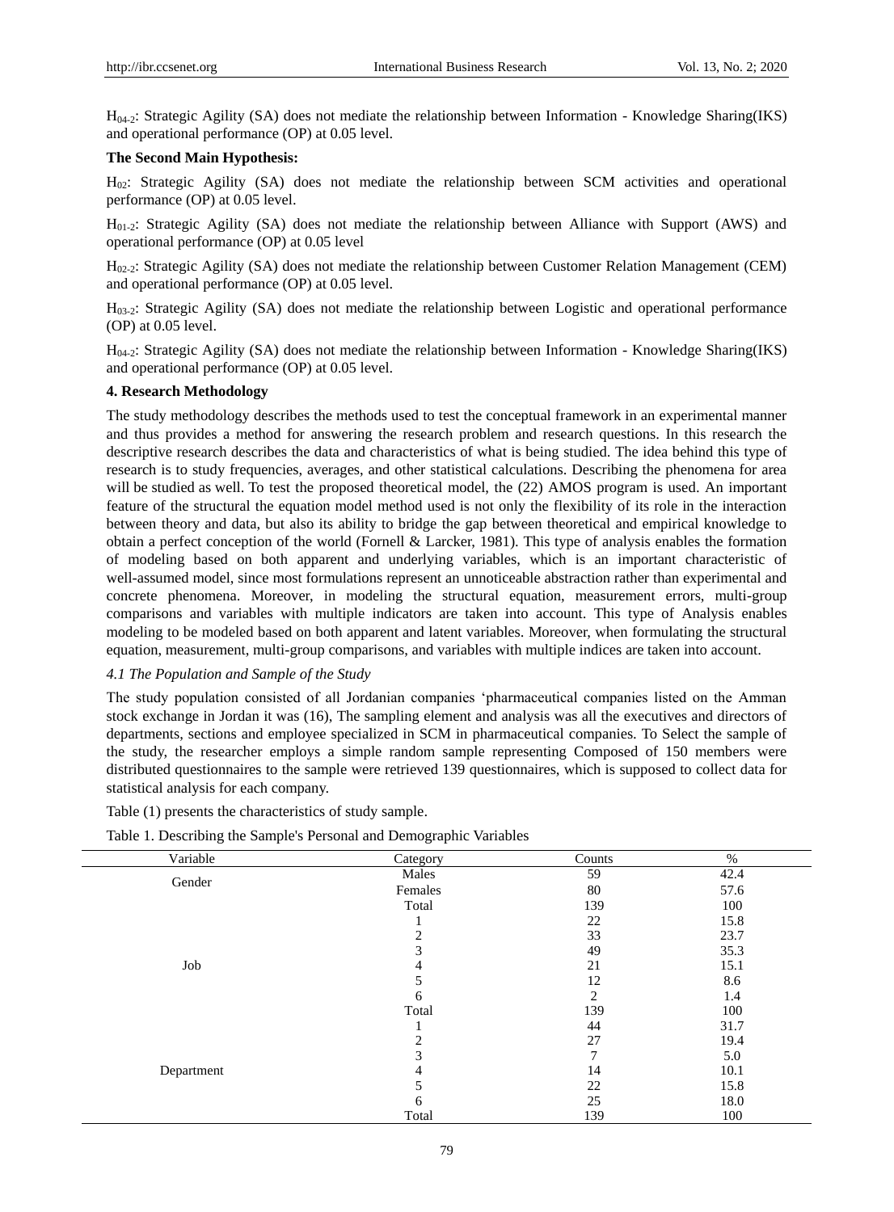$H_{04\text{-}2}$: Strategic Agility (SA) does not mediate the relationship between Information - Knowledge Sharing(IKS) and operational performance (OP) at 0.05 level.

**The Second Main Hypothesis:**

$H_{02}$: Strategic Agility (SA) does not mediate the relationship between SCM activities and operational performance (OP) at 0.05 level.

$H_{01\text{-}2}$: Strategic Agility (SA) does not mediate the relationship between Alliance with Support (AWS) and operational performance (OP) at 0.05 level

$H_{02\text{-}2}$: Strategic Agility (SA) does not mediate the relationship between Customer Relation Management (CEM) and operational performance (OP) at 0.05 level.

$H_{03\text{-}2}$: Strategic Agility (SA) does not mediate the relationship between Logistic and operational performance (OP) at 0.05 level.

$H_{04\text{-}2}$: Strategic Agility (SA) does not mediate the relationship between Information - Knowledge Sharing(IKS) and operational performance (OP) at 0.05 level.

## 4. Research Methodology

The study methodology describes the methods used to test the conceptual framework in an experimental manner and thus provides a method for answering the research problem and research questions. In this research the descriptive research describes the data and characteristics of what is being studied. The idea behind this type of research is to study frequencies, averages, and other statistical calculations. Describing the phenomena for area will be studied as well. To test the proposed theoretical model, the (22) AMOS program is used. An important feature of the structural the equation model method used is not only the flexibility of its role in the interaction between theory and data, but also its ability to bridge the gap between theoretical and empirical knowledge to obtain a perfect conception of the world (Fornell & Larcker, 1981). This type of analysis enables the formation of modeling based on both apparent and underlying variables, which is an important characteristic of well-assumed model, since most formulations represent an unnoticeable abstraction rather than experimental and concrete phenomena. Moreover, in modeling the structural equation, measurement errors, multi-group comparisons and variables with multiple indicators are taken into account. This type of Analysis enables modeling to be modeled based on both apparent and latent variables. Moreover, when formulating the structural equation, measurement, multi-group comparisons, and variables with multiple indices are taken into account.

### *4.1 The Population and Sample of the Study*

The study population consisted of all Jordanian companies ‘pharmaceutical companies listed on the Amman stock exchange in Jordan it was (16), The sampling element and analysis was all the executives and directors of departments, sections and employee specialized in SCM in pharmaceutical companies. To Select the sample of the study, the researcher employs a simple random sample representing Composed of 150 members were distributed questionnaires to the sample were retrieved 139 questionnaires, which is supposed to collect data for statistical analysis for each company.

Table (1) presents the characteristics of study sample.

Table 1. Describing the Sample's Personal and Demographic Variables

| Variable | Category | Counts | % |
|---|---|---|---|
| Gender | Males | 59 | 42.4 |
| | Females | 80 | 57.6 |
| | Total | 139 | 100 |
| Job | 1 | 22 | 15.8 |
| | 2 | 33 | 23.7 |
| | 3 | 49 | 35.3 |
| | 4 | 21 | 15.1 |
| | 5 | 12 | 8.6 |
| | 6 | 2 | 1.4 |
| | Total | 139 | 100 |
| Department | 1 | 44 | 31.7 |
| | 2 | 27 | 19.4 |
| | 3 | 7 | 5.0 |
| | 4 | 14 | 10.1 |
| | 5 | 22 | 15.8 |
| | 6 | 25 | 18.0 |
| | Total | 139 | 100 |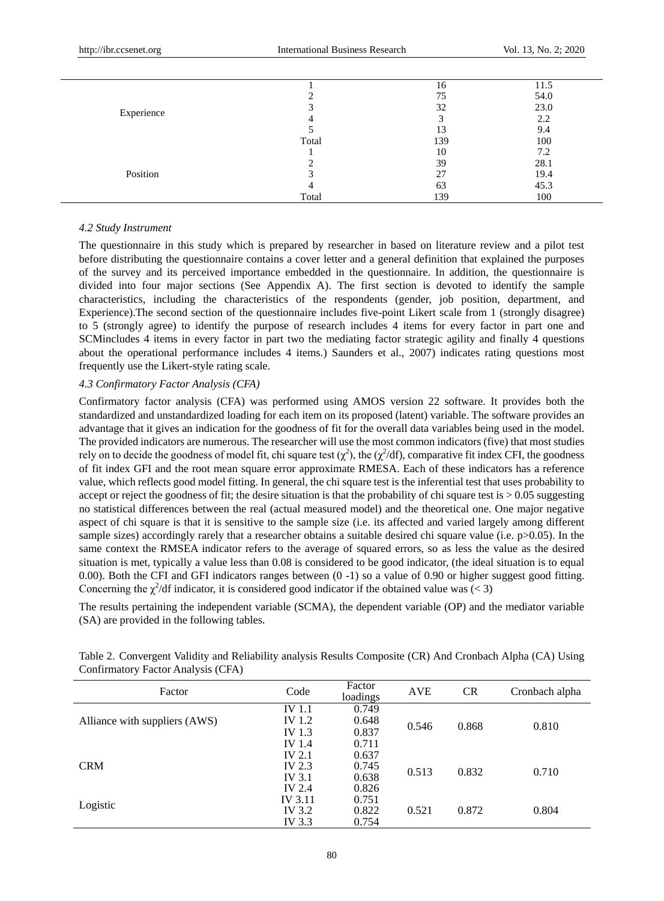| | | | |
|---|---|---|---|
| Experience | 1 | 16 | 11.5 |
| | 2 | 75 | 54.0 |
| | 3 | 32 | 23.0 |
| | 4 | 3 | 2.2 |
| | 5 | 13 | 9.4 |
| | Total | 139 | 100 |
| Position | 1 | 10 | 7.2 |
| | 2 | 39 | 28.1 |
| | 3 | 27 | 19.4 |
| | 4 | 63 | 45.3 |
| | Total | 139 | 100 |

### *4.2 Study Instrument*

The questionnaire in this study which is prepared by researcher in based on literature review and a pilot test before distributing the questionnaire contains a cover letter and a general definition that explained the purposes of the survey and its perceived importance embedded in the questionnaire. In addition, the questionnaire is divided into four major sections (See Appendix A). The first section is devoted to identify the sample characteristics, including the characteristics of the respondents (gender, job position, department, and Experience).The second section of the questionnaire includes five-point Likert scale from 1 (strongly disagree) to 5 (strongly agree) to identify the purpose of research includes 4 items for every factor in part one and SCMincludes 4 items in every factor in part two the mediating factor strategic agility and finally 4 questions about the operational performance includes 4 items.) Saunders et al., 2007) indicates rating questions most frequently use the Likert-style rating scale.

### *4.3 Confirmatory Factor Analysis (CFA)*

Confirmatory factor analysis (CFA) was performed using AMOS version 22 software. It provides both the standardized and unstandardized loading for each item on its proposed (latent) variable. The software provides an advantage that it gives an indication for the goodness of fit for the overall data variables being used in the model. The provided indicators are numerous. The researcher will use the most common indicators (five) that most studies rely on to decide the goodness of model fit, chi square test ($\chi^2$), the ($\chi^2$/df), comparative fit index CFI, the goodness of fit index GFI and the root mean square error approximate RMESA. Each of these indicators has a reference value, which reflects good model fitting. In general, the chi square test is the inferential test that uses probability to accept or reject the goodness of fit; the desire situation is that the probability of chi square test is > 0.05 suggesting no statistical differences between the real (actual measured model) and the theoretical one. One major negative aspect of chi square is that it is sensitive to the sample size (i.e. its affected and varied largely among different sample sizes) accordingly rarely that a researcher obtains a suitable desired chi square value (i.e. p>0.05). In the same context the RMSEA indicator refers to the average of squared errors, so as less the value as the desired situation is met, typically a value less than 0.08 is considered to be good indicator, (the ideal situation is to equal 0.00). Both the CFI and GFI indicators ranges between (0 -1) so a value of 0.90 or higher suggest good fitting. Concerning the $\chi^2$/df indicator, it is considered good indicator if the obtained value was (< 3)

The results pertaining the independent variable (SCMA), the dependent variable (OP) and the mediator variable (SA) are provided in the following tables.

Table 2. Convergent Validity and Reliability analysis Results Composite (CR) And Cronbach Alpha (CA) Using Confirmatory Factor Analysis (CFA)

| Factor | Code | Factor loadings | AVE | CR | Cronbach alpha |
|---|---|---|---|---|---|
| Alliance with suppliers (AWS) | IV 1.1 | 0.749 | 0.546 | 0.868 | 0.810 |
| | IV 1.2 | 0.648 | | | |
| | IV 1.3 | 0.837 | | | |
| | IV 1.4 | 0.711 | | | |
| CRM | IV 2.1 | 0.637 | 0.513 | 0.832 | 0.710 |
| | IV 2.3 | 0.745 | | | |
| | IV 3.1 | 0.638 | | | |
| | IV 2.4 | 0.826 | | | |
| Logistic | IV 3.11 | 0.751 | 0.521 | 0.872 | 0.804 |
| | IV 3.2 | 0.822 | | | |
| | IV 3.3 | 0.754 | | | |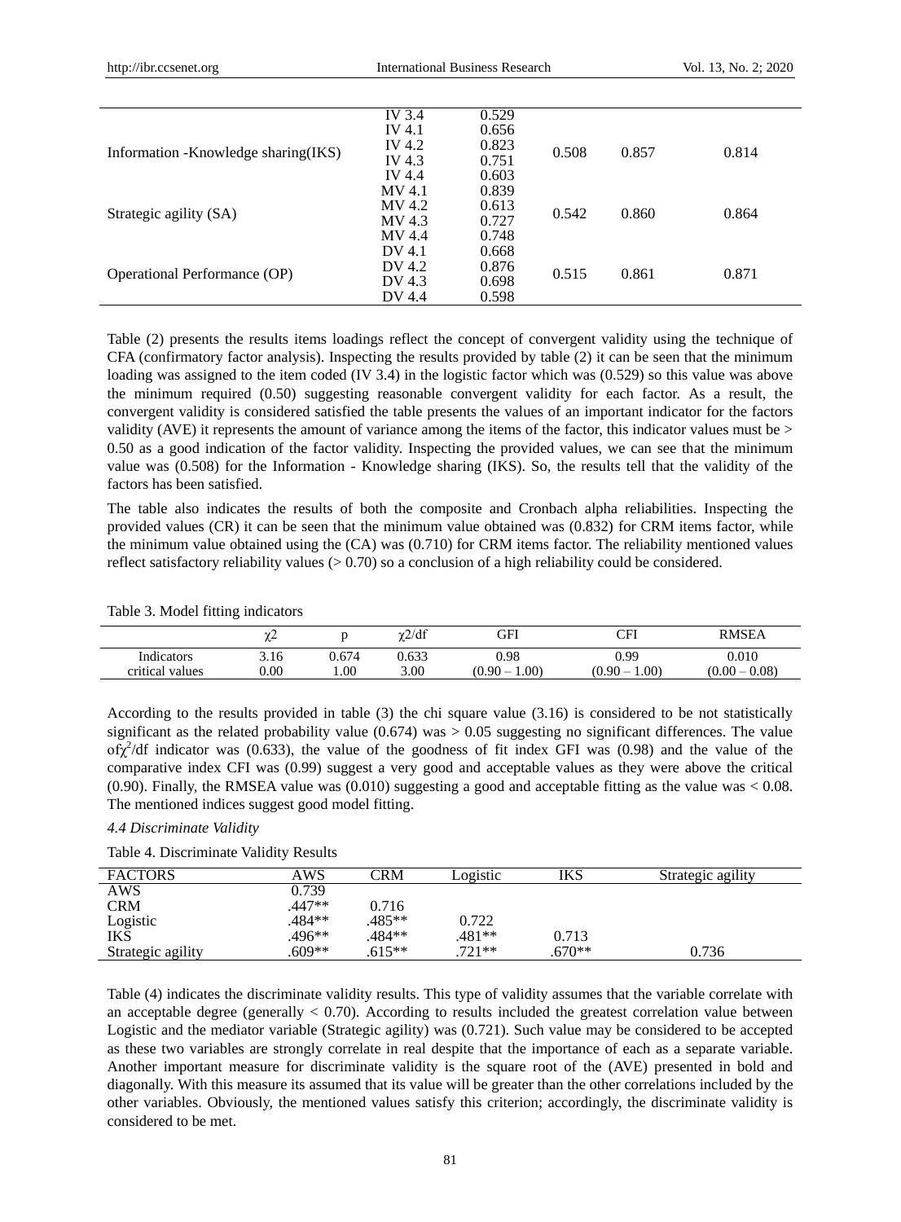| | | | | | |
|---|---|---|---|---|---|
| | IV 3.4 | 0.529 | | | |
| Information -Knowledge sharing(IKS) | IV 4.1 | 0.656 | 0.508 | 0.857 | 0.814 |
| | IV 4.2 | 0.823 | | | |
| | IV 4.3 | 0.751 | | | |
| | IV 4.4 | 0.603 | | | |
| Strategic agility (SA) | MV 4.1 | 0.839 | 0.542 | 0.860 | 0.864 |
| | MV 4.2 | 0.613 | | | |
| | MV 4.3 | 0.727 | | | |
| | MV 4.4 | 0.748 | | | |
| Operational Performance (OP) | DV 4.1 | 0.668 | 0.515 | 0.861 | 0.871 |
| | DV 4.2 | 0.876 | | | |
| | DV 4.3 | 0.698 | | | |
| | DV 4.4 | 0.598 | | | |

Table (2) presents the results items loadings reflect the concept of convergent validity using the technique of CFA (confirmatory factor analysis). Inspecting the results provided by table (2) it can be seen that the minimum loading was assigned to the item coded (IV 3.4) in the logistic factor which was (0.529) so this value was above the minimum required (0.50) suggesting reasonable convergent validity for each factor. As a result, the convergent validity is considered satisfied the table presents the values of an important indicator for the factors validity (AVE) it represents the amount of variance among the items of the factor, this indicator values must be > 0.50 as a good indication of the factor validity. Inspecting the provided values, we can see that the minimum value was (0.508) for the Information - Knowledge sharing (IKS). So, the results tell that the validity of the factors has been satisfied.

The table also indicates the results of both the composite and Cronbach alpha reliabilities. Inspecting the provided values (CR) it can be seen that the minimum value obtained was (0.832) for CRM items factor, while the minimum value obtained using the (CA) was (0.710) for CRM items factor. The reliability mentioned values reflect satisfactory reliability values (> 0.70) so a conclusion of a high reliability could be considered.

Table 3. Model fitting indicators

| | $\chi2$ | p | $\chi2$/df | GFI | CFI | RMSEA |
|---|---|---|---|---|---|---|
| Indicators | 3.16 | 0.674 | 0.633 | 0.98 | 0.99 | 0.010 |
| critical values | 0.00 | 1.00 | 3.00 | (0.90 – 1.00) | (0.90 – 1.00) | (0.00 – 0.08) |

According to the results provided in table (3) the chi square value (3.16) is considered to be not statistically significant as the related probability value (0.674) was > 0.05 suggesting no significant differences. The value of$\chi^2$/df indicator was (0.633), the value of the goodness of fit index GFI was (0.98) and the value of the comparative index CFI was (0.99) suggest a very good and acceptable values as they were above the critical (0.90). Finally, the RMSEA value was (0.010) suggesting a good and acceptable fitting as the value was < 0.08. The mentioned indices suggest good model fitting.

*4.4 Discriminate Validity*

Table 4. Discriminate Validity Results

| FACTORS | AWS | CRM | Logistic | IKS | Strategic agility |
|---|---|---|---|---|---|
| AWS | 0.739 | | | | |
| CRM | .447** | 0.716 | | | |
| Logistic | .484** | .485** | 0.722 | | |
| IKS | .496** | .484** | .481** | 0.713 | |
| Strategic agility | .609** | .615** | .721** | .670** | 0.736 |

Table (4) indicates the discriminate validity results. This type of validity assumes that the variable correlate with an acceptable degree (generally < 0.70). According to results included the greatest correlation value between Logistic and the mediator variable (Strategic agility) was (0.721). Such value may be considered to be accepted as these two variables are strongly correlate in real despite that the importance of each as a separate variable. Another important measure for discriminate validity is the square root of the (AVE) presented in bold and diagonally. With this measure its assumed that its value will be greater than the other correlations included by the other variables. Obviously, the mentioned values satisfy this criterion; accordingly, the discriminate validity is considered to be met.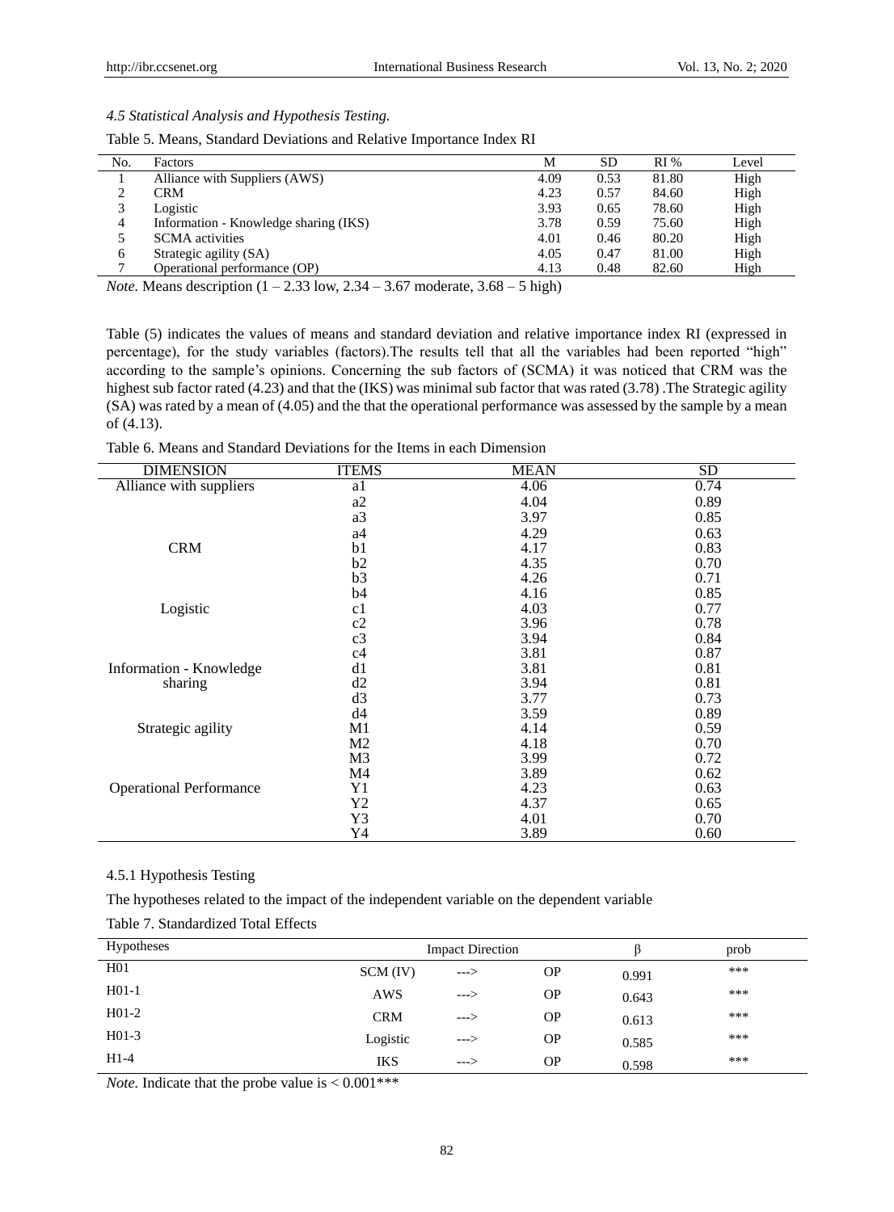*4.5 Statistical Analysis and Hypothesis Testing.*

Table 5. Means, Standard Deviations and Relative Importance Index RI

| No. | Factors | M | SD | RI % | Level |
|---|---|---|---|---|---|
| 1 | Alliance with Suppliers (AWS) | 4.09 | 0.53 | 81.80 | High |
| 2 | CRM | 4.23 | 0.57 | 84.60 | High |
| 3 | Logistic | 3.93 | 0.65 | 78.60 | High |
| 4 | Information - Knowledge sharing (IKS) | 3.78 | 0.59 | 75.60 | High |
| 5 | SCMA activities | 4.01 | 0.46 | 80.20 | High |
| 6 | Strategic agility (SA) | 4.05 | 0.47 | 81.00 | High |
| 7 | Operational performance (OP) | 4.13 | 0.48 | 82.60 | High |

*Note.* Means description (1 – 2.33 low, 2.34 – 3.67 moderate, 3.68 – 5 high)

Table (5) indicates the values of means and standard deviation and relative importance index RI (expressed in percentage), for the study variables (factors).The results tell that all the variables had been reported "high" according to the sample's opinions. Concerning the sub factors of (SCMA) it was noticed that CRM was the highest sub factor rated (4.23) and that the (IKS) was minimal sub factor that was rated (3.78) .The Strategic agility (SA) was rated by a mean of (4.05) and the that the operational performance was assessed by the sample by a mean of (4.13).

Table 6. Means and Standard Deviations for the Items in each Dimension

| DIMENSION | ITEMS | MEAN | SD |
|---|---|---|---|
| Alliance with suppliers | a1 | 4.06 | 0.74 |
| | a2 | 4.04 | 0.89 |
| | a3 | 3.97 | 0.85 |
| | a4 | 4.29 | 0.63 |
| CRM | b1 | 4.17 | 0.83 |
| | b2 | 4.35 | 0.70 |
| | b3 | 4.26 | 0.71 |
| | b4 | 4.16 | 0.85 |
| Logistic | c1 | 4.03 | 0.77 |
| | c2 | 3.96 | 0.78 |
| | c3 | 3.94 | 0.84 |
| | c4 | 3.81 | 0.87 |
| Information - Knowledge sharing | d1 | 3.81 | 0.81 |
| | d2 | 3.94 | 0.81 |
| | d3 | 3.77 | 0.73 |
| | d4 | 3.59 | 0.89 |
| Strategic agility | M1 | 4.14 | 0.59 |
| | M2 | 4.18 | 0.70 |
| | M3 | 3.99 | 0.72 |
| | M4 | 3.89 | 0.62 |
| Operational Performance | Y1 | 4.23 | 0.63 |
| | Y2 | 4.37 | 0.65 |
| | Y3 | 4.01 | 0.70 |
| | Y4 | 3.89 | 0.60 |

4.5.1 Hypothesis Testing

The hypotheses related to the impact of the independent variable on the dependent variable

Table 7. Standardized Total Effects

| Hypotheses | Impact Direction | | | β | prob |
|---|---|---|---|---|---|
| H01 | SCM (IV) | ---> | OP | 0.991 | *** |
| H01-1 | AWS | ---> | OP | 0.643 | *** |
| H01-2 | CRM | ---> | OP | 0.613 | *** |
| H01-3 | Logistic | ---> | OP | 0.585 | *** |
| H1-4 | IKS | ---> | OP | 0.598 | *** |

*Note.* Indicate that the probe value is < 0.001***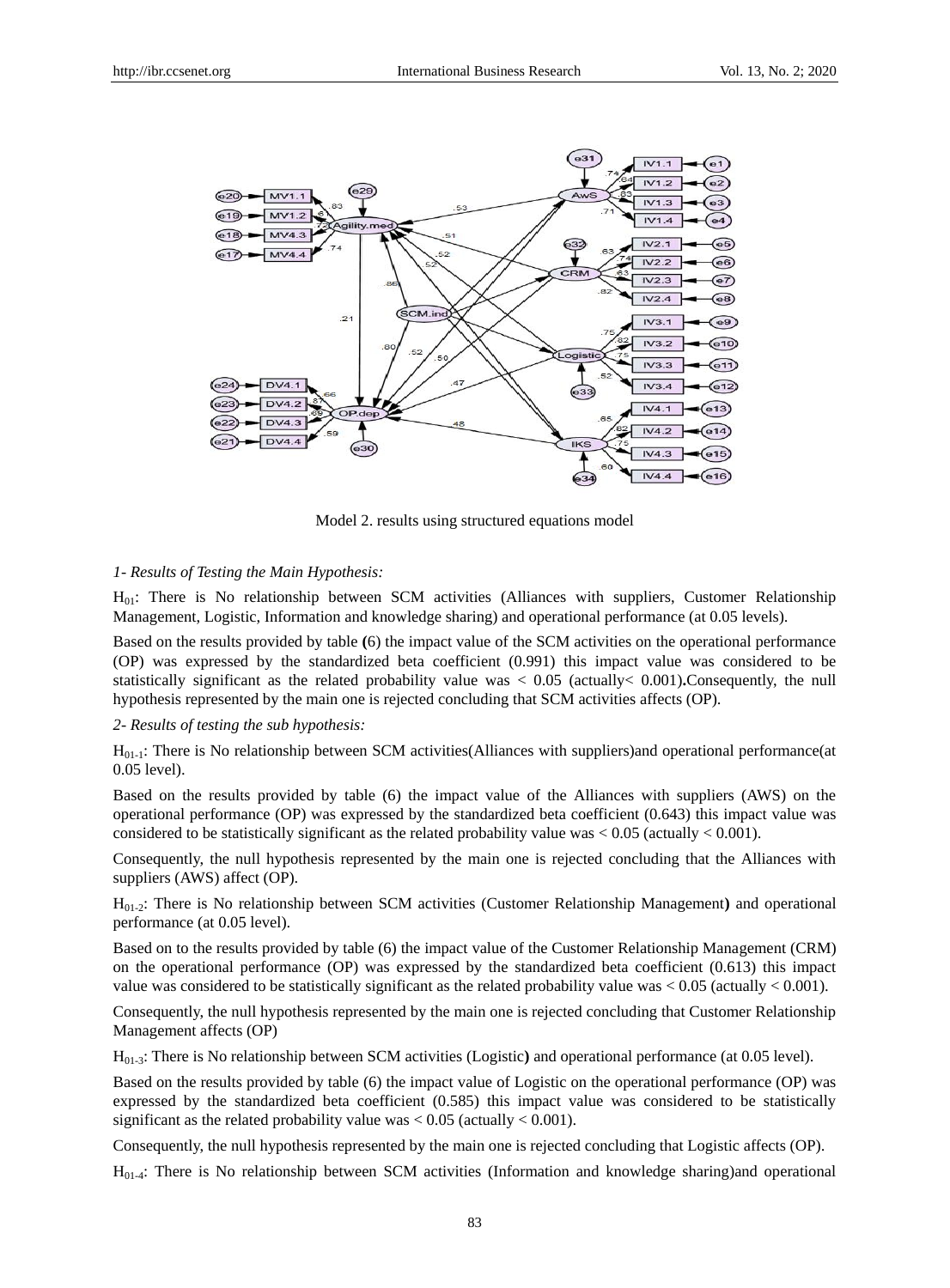Model 2. results using structured equations model

*1- Results of Testing the Main Hypothesis:*

$H_{01}$: There is No relationship between SCM activities (Alliances with suppliers, Customer Relationship Management, Logistic, Information and knowledge sharing) and operational performance (at 0.05 levels).

Based on the results provided by table **(**6) the impact value of the SCM activities on the operational performance (OP) was expressed by the standardized beta coefficient (0.991) this impact value was considered to be statistically significant as the related probability value was < 0.05 (actually< 0.001)**.**Consequently, the null hypothesis represented by the main one is rejected concluding that SCM activities affects (OP).

*2- Results of testing the sub hypothesis:*

$H_{01-1}$: There is No relationship between SCM activities(Alliances with suppliers)and operational performance(at 0.05 level).

Based on the results provided by table (6) the impact value of the Alliances with suppliers (AWS) on the operational performance (OP) was expressed by the standardized beta coefficient (0.643) this impact value was considered to be statistically significant as the related probability value was < 0.05 (actually < 0.001).

Consequently, the null hypothesis represented by the main one is rejected concluding that the Alliances with suppliers (AWS) affect (OP).

$H_{01-2}$: There is No relationship between SCM activities (Customer Relationship Management**)** and operational performance (at 0.05 level).

Based on to the results provided by table (6) the impact value of the Customer Relationship Management (CRM) on the operational performance (OP) was expressed by the standardized beta coefficient (0.613) this impact value was considered to be statistically significant as the related probability value was < 0.05 (actually < 0.001).

Consequently, the null hypothesis represented by the main one is rejected concluding that Customer Relationship Management affects (OP)

$H_{01-3}$: There is No relationship between SCM activities (Logistic**)** and operational performance (at 0.05 level).

Based on the results provided by table (6) the impact value of Logistic on the operational performance (OP) was expressed by the standardized beta coefficient (0.585) this impact value was considered to be statistically significant as the related probability value was < 0.05 (actually < 0.001).

Consequently, the null hypothesis represented by the main one is rejected concluding that Logistic affects (OP).

$H_{01-4}$: There is No relationship between SCM activities (Information and knowledge sharing)and operational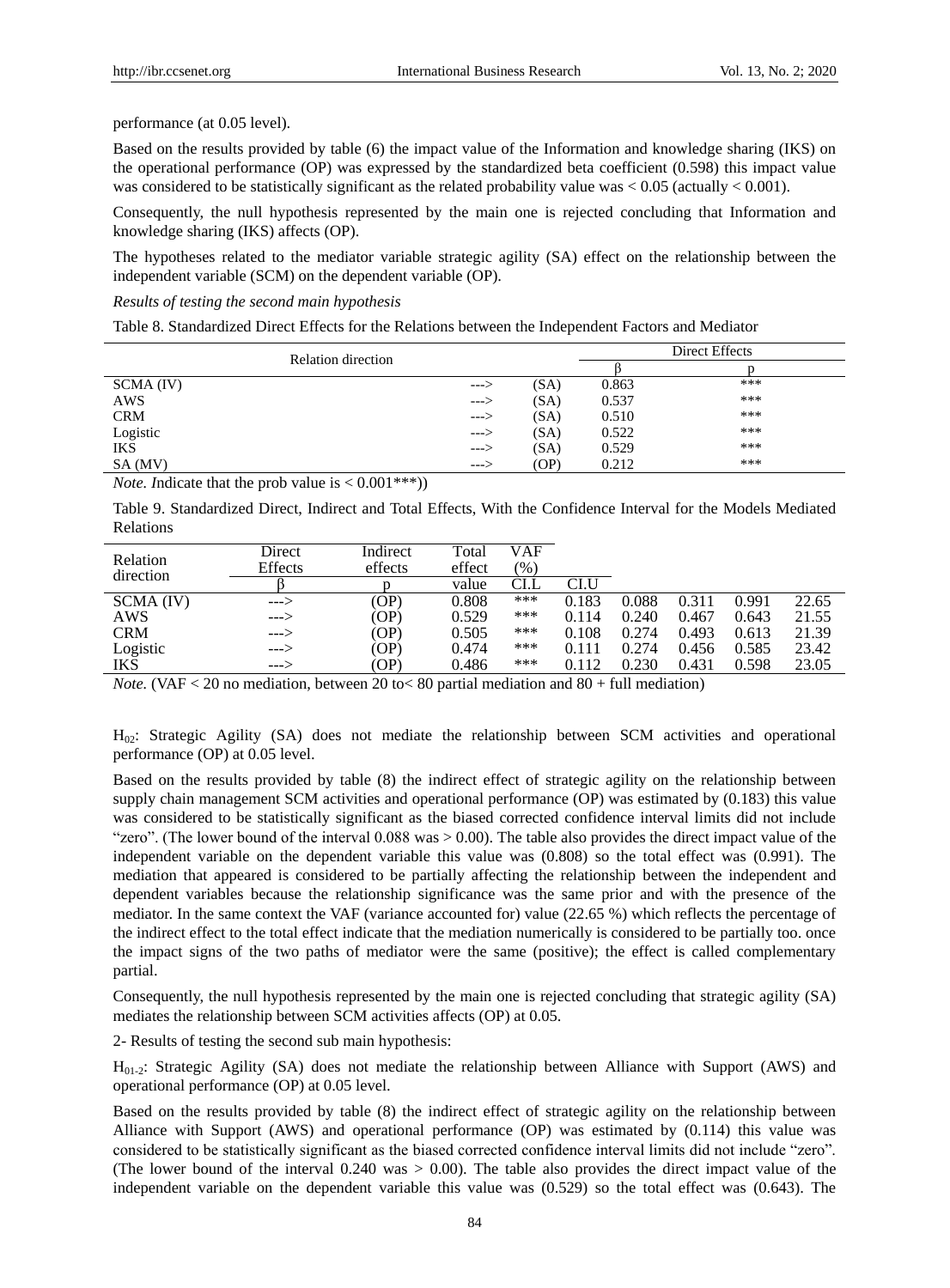performance (at 0.05 level).

Based on the results provided by table (6) the impact value of the Information and knowledge sharing (IKS) on the operational performance (OP) was expressed by the standardized beta coefficient (0.598) this impact value was considered to be statistically significant as the related probability value was < 0.05 (actually < 0.001).

Consequently, the null hypothesis represented by the main one is rejected concluding that Information and knowledge sharing (IKS) affects (OP).

The hypotheses related to the mediator variable strategic agility (SA) effect on the relationship between the independent variable (SCM) on the dependent variable (OP).

*Results of testing the second main hypothesis*

Table 8. Standardized Direct Effects for the Relations between the Independent Factors and Mediator

| Relation direction | | | Direct Effects | |
|---|---|---|---|---|
| | | | β | p |
| SCMA (IV) | ---> | (SA) | 0.863 | *** |
| AWS | ---> | (SA) | 0.537 | *** |
| CRM | ---> | (SA) | 0.510 | *** |
| Logistic | ---> | (SA) | 0.522 | *** |
| IKS | ---> | (SA) | 0.529 | *** |
| SA (MV) | ---> | (OP) | 0.212 | *** |

*Note. I*ndicate that the prob value is < 0.001***))

Table 9. Standardized Direct, Indirect and Total Effects, With the Confidence Interval for the Models Mediated Relations

| Relation direction | Direct Effects | Indirect effects | Total effect | VAF (%) | | | | | |
|---|---|---|---|---|---|---|---|---|---|
| | β | p | value | CI.L | CI.U | | | | |
| SCMA (IV) | ---> | (OP) | 0.808 | *** | 0.183 | 0.088 | 0.311 | 0.991 | 22.65 |
| AWS | ---> | (OP) | 0.529 | *** | 0.114 | 0.240 | 0.467 | 0.643 | 21.55 |
| CRM | ---> | (OP) | 0.505 | *** | 0.108 | 0.274 | 0.493 | 0.613 | 21.39 |
| Logistic | ---> | (OP) | 0.474 | *** | 0.111 | 0.274 | 0.456 | 0.585 | 23.42 |
| IKS | ---> | (OP) | 0.486 | *** | 0.112 | 0.230 | 0.431 | 0.598 | 23.05 |

*Note.* (VAF < 20 no mediation, between 20 to< 80 partial mediation and 80 + full mediation)

$H_{02}$: Strategic Agility (SA) does not mediate the relationship between SCM activities and operational performance (OP) at 0.05 level.

Based on the results provided by table (8) the indirect effect of strategic agility on the relationship between supply chain management SCM activities and operational performance (OP) was estimated by (0.183) this value was considered to be statistically significant as the biased corrected confidence interval limits did not include "zero". (The lower bound of the interval 0.088 was > 0.00). The table also provides the direct impact value of the independent variable on the dependent variable this value was (0.808) so the total effect was (0.991). The mediation that appeared is considered to be partially affecting the relationship between the independent and dependent variables because the relationship significance was the same prior and with the presence of the mediator. In the same context the VAF (variance accounted for) value (22.65 %) which reflects the percentage of the indirect effect to the total effect indicate that the mediation numerically is considered to be partially too. once the impact signs of the two paths of mediator were the same (positive); the effect is called complementary partial.

Consequently, the null hypothesis represented by the main one is rejected concluding that strategic agility (SA) mediates the relationship between SCM activities affects (OP) at 0.05.

2- Results of testing the second sub main hypothesis:

$H_{01\text{-}2}$: Strategic Agility (SA) does not mediate the relationship between Alliance with Support (AWS) and operational performance (OP) at 0.05 level.

Based on the results provided by table (8) the indirect effect of strategic agility on the relationship between Alliance with Support (AWS) and operational performance (OP) was estimated by (0.114) this value was considered to be statistically significant as the biased corrected confidence interval limits did not include "zero". (The lower bound of the interval 0.240 was > 0.00). The table also provides the direct impact value of the independent variable on the dependent variable this value was (0.529) so the total effect was (0.643). The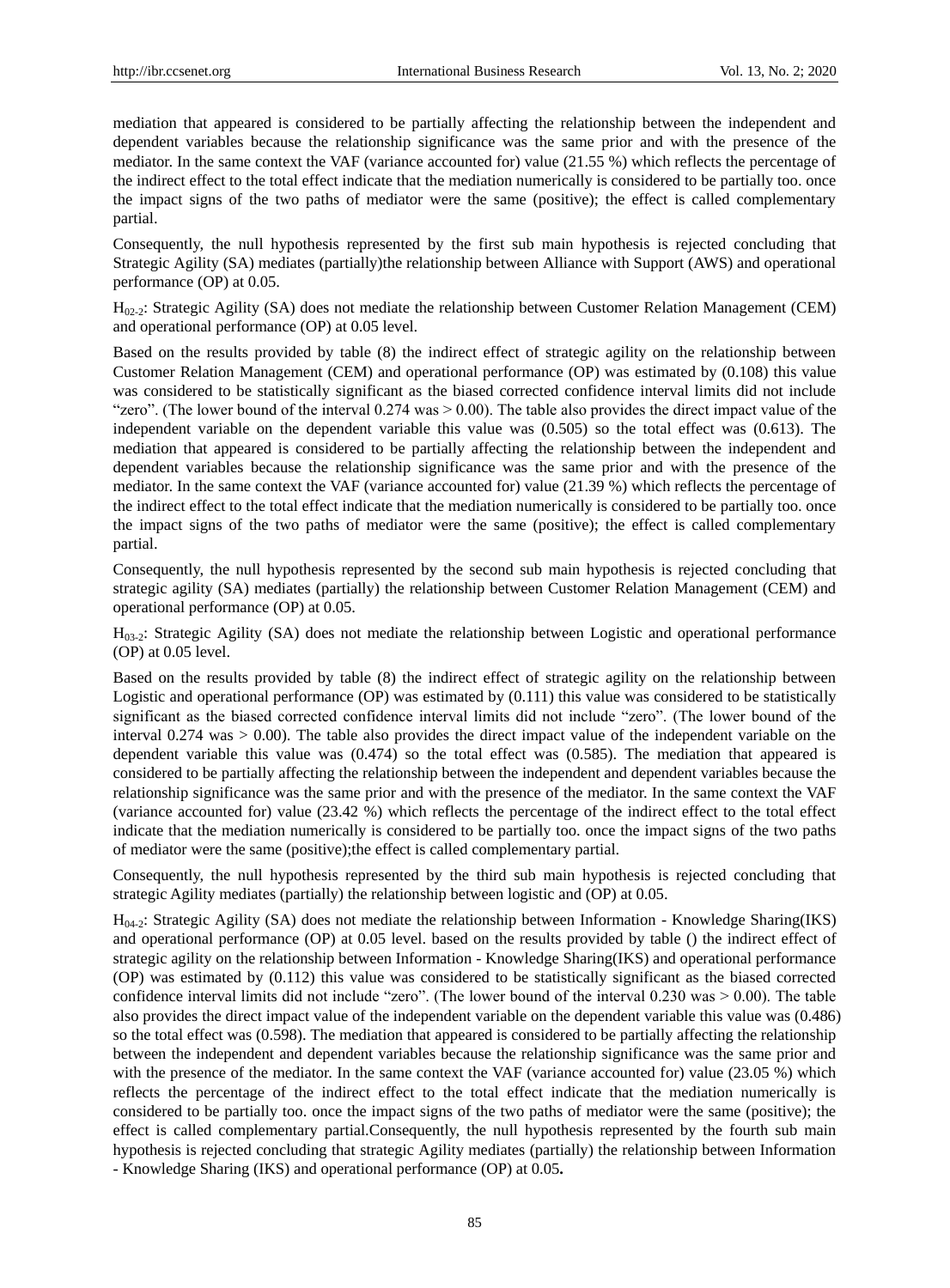mediation that appeared is considered to be partially affecting the relationship between the independent and dependent variables because the relationship significance was the same prior and with the presence of the mediator. In the same context the VAF (variance accounted for) value (21.55 %) which reflects the percentage of the indirect effect to the total effect indicate that the mediation numerically is considered to be partially too. once the impact signs of the two paths of mediator were the same (positive); the effect is called complementary partial.

Consequently, the null hypothesis represented by the first sub main hypothesis is rejected concluding that Strategic Agility (SA) mediates (partially)the relationship between Alliance with Support (AWS) and operational performance (OP) at 0.05.

$H_{02-2}$: Strategic Agility (SA) does not mediate the relationship between Customer Relation Management (CEM) and operational performance (OP) at 0.05 level.

Based on the results provided by table (8) the indirect effect of strategic agility on the relationship between Customer Relation Management (CEM) and operational performance (OP) was estimated by (0.108) this value was considered to be statistically significant as the biased corrected confidence interval limits did not include "zero". (The lower bound of the interval 0.274 was > 0.00). The table also provides the direct impact value of the independent variable on the dependent variable this value was (0.505) so the total effect was (0.613). The mediation that appeared is considered to be partially affecting the relationship between the independent and dependent variables because the relationship significance was the same prior and with the presence of the mediator. In the same context the VAF (variance accounted for) value (21.39 %) which reflects the percentage of the indirect effect to the total effect indicate that the mediation numerically is considered to be partially too. once the impact signs of the two paths of mediator were the same (positive); the effect is called complementary partial.

Consequently, the null hypothesis represented by the second sub main hypothesis is rejected concluding that strategic agility (SA) mediates (partially) the relationship between Customer Relation Management (CEM) and operational performance (OP) at 0.05.

$H_{03-2}$: Strategic Agility (SA) does not mediate the relationship between Logistic and operational performance (OP) at 0.05 level.

Based on the results provided by table (8) the indirect effect of strategic agility on the relationship between Logistic and operational performance (OP) was estimated by (0.111) this value was considered to be statistically significant as the biased corrected confidence interval limits did not include "zero". (The lower bound of the interval 0.274 was > 0.00). The table also provides the direct impact value of the independent variable on the dependent variable this value was (0.474) so the total effect was (0.585). The mediation that appeared is considered to be partially affecting the relationship between the independent and dependent variables because the relationship significance was the same prior and with the presence of the mediator. In the same context the VAF (variance accounted for) value (23.42 %) which reflects the percentage of the indirect effect to the total effect indicate that the mediation numerically is considered to be partially too. once the impact signs of the two paths of mediator were the same (positive);the effect is called complementary partial.

Consequently, the null hypothesis represented by the third sub main hypothesis is rejected concluding that strategic Agility mediates (partially) the relationship between logistic and (OP) at 0.05.

$H_{04-2}$: Strategic Agility (SA) does not mediate the relationship between Information - Knowledge Sharing(IKS) and operational performance (OP) at 0.05 level. based on the results provided by table () the indirect effect of strategic agility on the relationship between Information - Knowledge Sharing(IKS) and operational performance (OP) was estimated by (0.112) this value was considered to be statistically significant as the biased corrected confidence interval limits did not include "zero". (The lower bound of the interval 0.230 was > 0.00). The table also provides the direct impact value of the independent variable on the dependent variable this value was (0.486) so the total effect was (0.598). The mediation that appeared is considered to be partially affecting the relationship between the independent and dependent variables because the relationship significance was the same prior and with the presence of the mediator. In the same context the VAF (variance accounted for) value (23.05 %) which reflects the percentage of the indirect effect to the total effect indicate that the mediation numerically is considered to be partially too. once the impact signs of the two paths of mediator were the same (positive); the effect is called complementary partial.Consequently, the null hypothesis represented by the fourth sub main hypothesis is rejected concluding that strategic Agility mediates (partially) the relationship between Information - Knowledge Sharing (IKS) and operational performance (OP) at 0.05**.**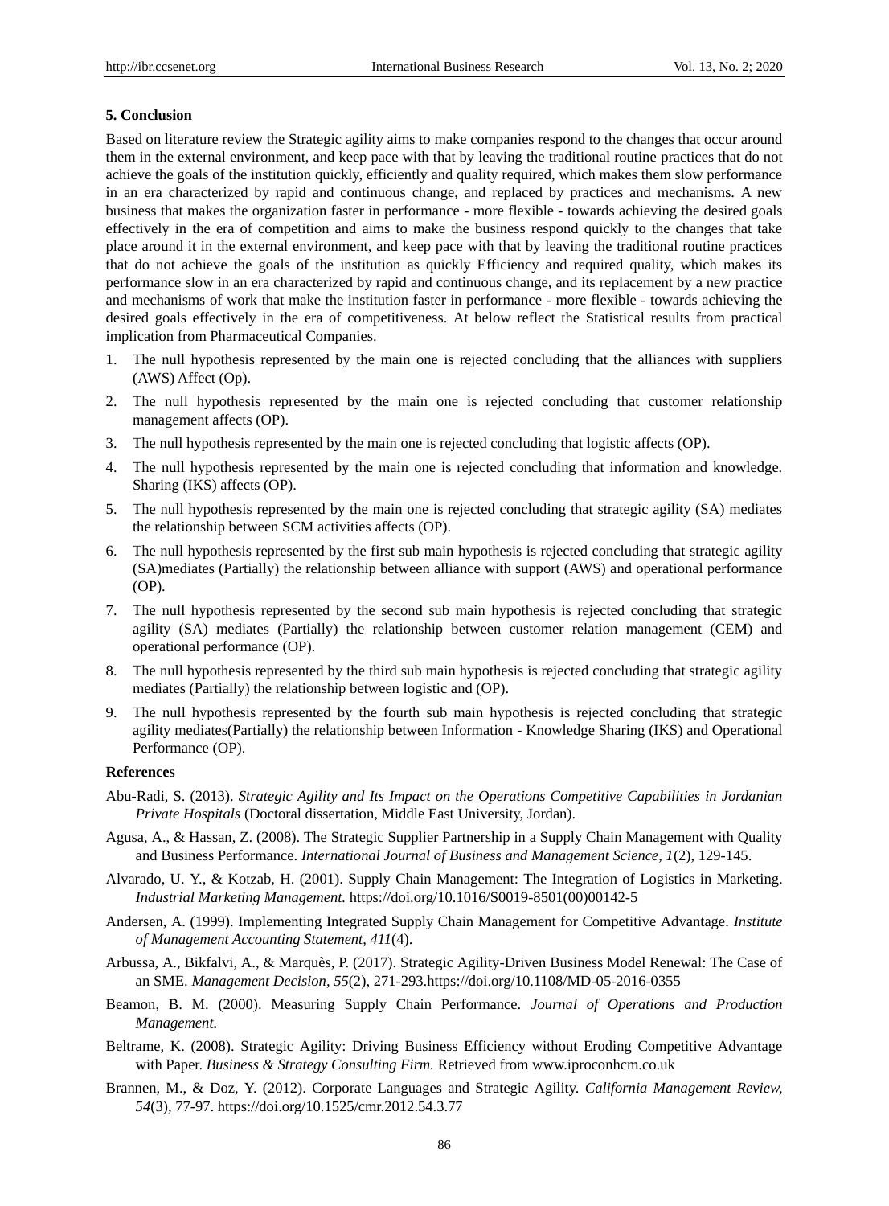## 5. Conclusion

Based on literature review the Strategic agility aims to make companies respond to the changes that occur around them in the external environment, and keep pace with that by leaving the traditional routine practices that do not achieve the goals of the institution quickly, efficiently and quality required, which makes them slow performance in an era characterized by rapid and continuous change, and replaced by practices and mechanisms. A new business that makes the organization faster in performance - more flexible - towards achieving the desired goals effectively in the era of competition and aims to make the business respond quickly to the changes that take place around it in the external environment, and keep pace with that by leaving the traditional routine practices that do not achieve the goals of the institution as quickly Efficiency and required quality, which makes its performance slow in an era characterized by rapid and continuous change, and its replacement by a new practice and mechanisms of work that make the institution faster in performance - more flexible - towards achieving the desired goals effectively in the era of competitiveness. At below reflect the Statistical results from practical implication from Pharmaceutical Companies.

1. The null hypothesis represented by the main one is rejected concluding that the alliances with suppliers (AWS) Affect (Op).
2. The null hypothesis represented by the main one is rejected concluding that customer relationship management affects (OP).
3. The null hypothesis represented by the main one is rejected concluding that logistic affects (OP).
4. The null hypothesis represented by the main one is rejected concluding that information and knowledge. Sharing (IKS) affects (OP).
5. The null hypothesis represented by the main one is rejected concluding that strategic agility (SA) mediates the relationship between SCM activities affects (OP).
6. The null hypothesis represented by the first sub main hypothesis is rejected concluding that strategic agility (SA)mediates (Partially) the relationship between alliance with support (AWS) and operational performance (OP).
7. The null hypothesis represented by the second sub main hypothesis is rejected concluding that strategic agility (SA) mediates (Partially) the relationship between customer relation management (CEM) and operational performance (OP).
8. The null hypothesis represented by the third sub main hypothesis is rejected concluding that strategic agility mediates (Partially) the relationship between logistic and (OP).
9. The null hypothesis represented by the fourth sub main hypothesis is rejected concluding that strategic agility mediates(Partially) the relationship between Information - Knowledge Sharing (IKS) and Operational Performance (OP).

## References

Abu-Radi, S. (2013). *Strategic Agility and Its Impact on the Operations Competitive Capabilities in Jordanian Private Hospitals* (Doctoral dissertation, Middle East University, Jordan).

Agusa, A., & Hassan, Z. (2008). The Strategic Supplier Partnership in a Supply Chain Management with Quality and Business Performance. *International Journal of Business and Management Science, 1*(2), 129-145.

Alvarado, U. Y., & Kotzab, H. (2001). Supply Chain Management: The Integration of Logistics in Marketing. *Industrial Marketing Management.* https://doi.org/10.1016/S0019-8501(00)00142-5

Andersen, A. (1999). Implementing Integrated Supply Chain Management for Competitive Advantage. *Institute of Management Accounting Statement, 411*(4).

Arbussa, A., Bikfalvi, A., & Marquès, P. (2017). Strategic Agility-Driven Business Model Renewal: The Case of an SME. *Management Decision, 55*(2), 271-293.https://doi.org/10.1108/MD-05-2016-0355

Beamon, B. M. (2000). Measuring Supply Chain Performance. *Journal of Operations and Production Management.*

Beltrame, K. (2008). Strategic Agility: Driving Business Efficiency without Eroding Competitive Advantage with Paper. *Business & Strategy Consulting Firm.* Retrieved from www.iproconhcm.co.uk

Brannen, M., & Doz, Y. (2012). Corporate Languages and Strategic Agility. *California Management Review, 54*(3), 77-97. https://doi.org/10.1525/cmr.2012.54.3.77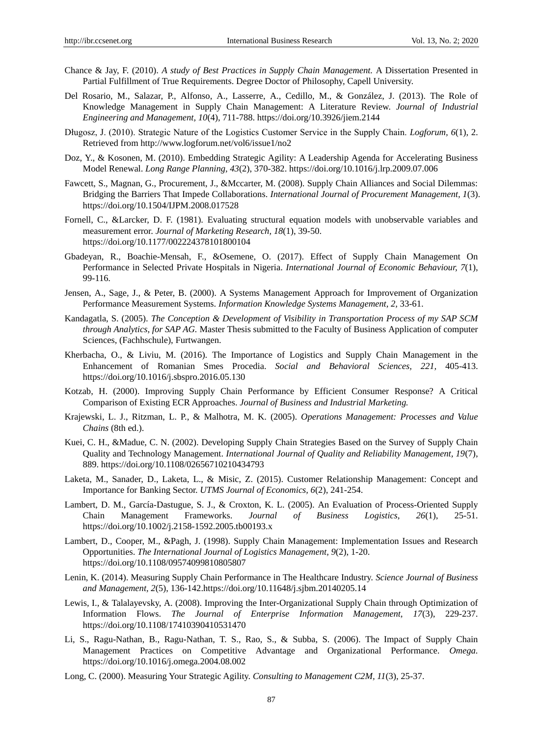Chance & Jay, F. (2010). *A study of Best Practices in Supply Chain Management.* A Dissertation Presented in Partial Fulfillment of True Requirements. Degree Doctor of Philosophy, Capell University.

Del Rosario, M., Salazar, P., Alfonso, A., Lasserre, A., Cedillo, M., & González, J. (2013). The Role of Knowledge Management in Supply Chain Management: A Literature Review. *Journal of Industrial Engineering and Management, 10*(4), 711-788. https://doi.org/10.3926/jiem.2144

Długosz, J. (2010). Strategic Nature of the Logistics Customer Service in the Supply Chain. *Logforum, 6*(1), 2. Retrieved from http://www.logforum.net/vol6/issue1/no2

Doz, Y., & Kosonen, M. (2010). Embedding Strategic Agility: A Leadership Agenda for Accelerating Business Model Renewal. *Long Range Planning, 43*(2), 370-382. https://doi.org/10.1016/j.lrp.2009.07.006

Fawcett, S., Magnan, G., Procurement, J., &Mccarter, M. (2008). Supply Chain Alliances and Social Dilemmas: Bridging the Barriers That Impede Collaborations. *International Journal of Procurement Management, 1*(3). https://doi.org/10.1504/IJPM.2008.017528

Fornell, C., &Larcker, D. F. (1981). Evaluating structural equation models with unobservable variables and measurement error. *Journal of Marketing Research, 18*(1), 39-50. https://doi.org/10.1177/002224378101800104

Gbadeyan, R., Boachie-Mensah, F., &Osemene, O. (2017). Effect of Supply Chain Management On Performance in Selected Private Hospitals in Nigeria. *International Journal of Economic Behaviour, 7*(1), 99-116.

Jensen, A., Sage, J., & Peter, B. (2000). A Systems Management Approach for Improvement of Organization Performance Measurement Systems. *Information Knowledge Systems Management, 2,* 33-61.

Kandagatla, S. (2005). *The Conception & Development of Visibility in Transportation Process of my SAP SCM through Analytics, for SAP AG.* Master Thesis submitted to the Faculty of Business Application of computer Sciences, (Fachhschule), Furtwangen.

Kherbacha, O., & Liviu, M. (2016). The Importance of Logistics and Supply Chain Management in the Enhancement of Romanian Smes Procedia. *Social and Behavioral Sciences, 221,* 405-413. https://doi.org/10.1016/j.sbspro.2016.05.130

Kotzab, H. (2000). Improving Supply Chain Performance by Efficient Consumer Response? A Critical Comparison of Existing ECR Approaches. *Journal of Business and Industrial Marketing.*

Krajewski, L. J., Ritzman, L. P., & Malhotra, M. K. (2005). *Operations Management: Processes and Value Chains* (8th ed.).

Kuei, C. H., &Madue, C. N. (2002). Developing Supply Chain Strategies Based on the Survey of Supply Chain Quality and Technology Management. *International Journal of Quality and Reliability Management, 19*(7), 889. https://doi.org/10.1108/02656710210434793

Laketa, M., Sanader, D., Laketa, L., & Misic, Z. (2015). Customer Relationship Management: Concept and Importance for Banking Sector. *UTMS Journal of Economics, 6*(2), 241-254.

Lambert, D. M., García-Dastugue, S. J., & Croxton, K. L. (2005). An Evaluation of Process-Oriented Supply Chain Management Frameworks. *Journal of Business Logistics, 26*(1), 25-51. https://doi.org/10.1002/j.2158-1592.2005.tb00193.x

Lambert, D., Cooper, M., &Pagh, J. (1998). Supply Chain Management: Implementation Issues and Research Opportunities. *The International Journal of Logistics Management, 9*(2), 1-20. https://doi.org/10.1108/09574099810805807

Lenin, K. (2014). Measuring Supply Chain Performance in The Healthcare Industry. *Science Journal of Business and Management, 2*(5), 136-142.https://doi.org/10.11648/j.sjbm.20140205.14

Lewis, I., & Talalayevsky, A. (2008). Improving the Inter-Organizational Supply Chain through Optimization of Information Flows. *The Journal of Enterprise Information Management, 17*(3), 229-237. https://doi.org/10.1108/17410390410531470

Li, S., Ragu-Nathan, B., Ragu-Nathan, T. S., Rao, S., & Subba, S. (2006). The Impact of Supply Chain Management Practices on Competitive Advantage and Organizational Performance. *Omega.* https://doi.org/10.1016/j.omega.2004.08.002

Long, C. (2000). Measuring Your Strategic Agility. *Consulting to Management C2M, 11*(3), 25-37.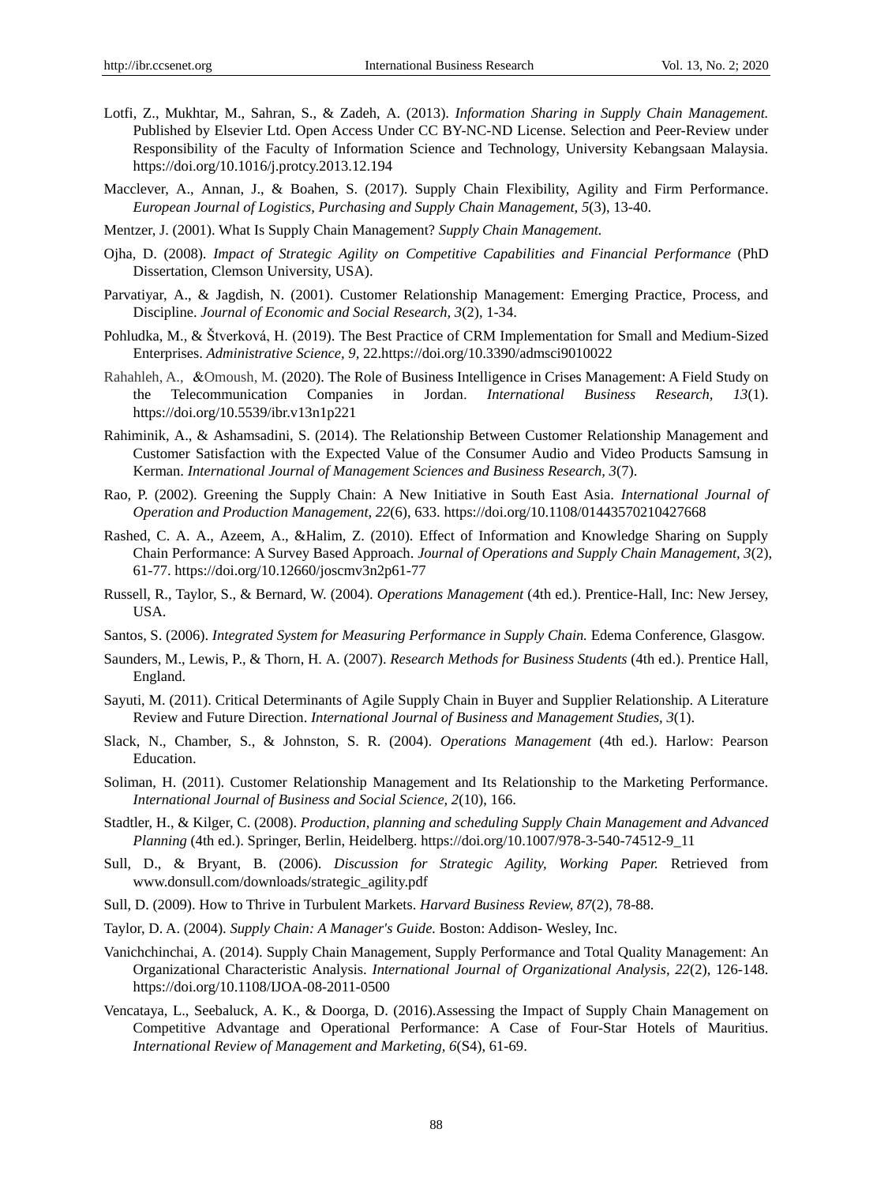Lotfi, Z., Mukhtar, M., Sahran, S., & Zadeh, A. (2013). *Information Sharing in Supply Chain Management.* Published by Elsevier Ltd. Open Access Under CC BY-NC-ND License. Selection and Peer-Review under Responsibility of the Faculty of Information Science and Technology, University Kebangsaan Malaysia. https://doi.org/10.1016/j.protcy.2013.12.194

Macclever, A., Annan, J., & Boahen, S. (2017). Supply Chain Flexibility, Agility and Firm Performance. *European Journal of Logistics, Purchasing and Supply Chain Management, 5*(3), 13-40.

Mentzer, J. (2001). What Is Supply Chain Management? *Supply Chain Management.*

Ojha, D. (2008). *Impact of Strategic Agility on Competitive Capabilities and Financial Performance* (PhD Dissertation, Clemson University, USA).

Parvatiyar, A., & Jagdish, N. (2001). Customer Relationship Management: Emerging Practice, Process, and Discipline. *Journal of Economic and Social Research, 3*(2), 1-34.

Pohludka, M., & Štverková, H. (2019). The Best Practice of CRM Implementation for Small and Medium-Sized Enterprises. *Administrative Science, 9,* 22.https://doi.org/10.3390/admsci9010022

Rahahleh, A., &Omoush, M. (2020). The Role of Business Intelligence in Crises Management: A Field Study on the Telecommunication Companies in Jordan. *International Business Research, 13*(1). https://doi.org/10.5539/ibr.v13n1p221

Rahiminik, A., & Ashamsadini, S. (2014). The Relationship Between Customer Relationship Management and Customer Satisfaction with the Expected Value of the Consumer Audio and Video Products Samsung in Kerman. *International Journal of Management Sciences and Business Research, 3*(7).

Rao, P. (2002). Greening the Supply Chain: A New Initiative in South East Asia. *International Journal of Operation and Production Management, 22*(6), 633. https://doi.org/10.1108/01443570210427668

Rashed, C. A. A., Azeem, A., &Halim, Z. (2010). Effect of Information and Knowledge Sharing on Supply Chain Performance: A Survey Based Approach. *Journal of Operations and Supply Chain Management, 3*(2), 61-77. https://doi.org/10.12660/joscmv3n2p61-77

Russell, R., Taylor, S., & Bernard, W. (2004). *Operations Management* (4th ed.). Prentice-Hall, Inc: New Jersey, USA.

Santos, S. (2006). *Integrated System for Measuring Performance in Supply Chain.* Edema Conference, Glasgow.

Saunders, M., Lewis, P., & Thorn, H. A. (2007). *Research Methods for Business Students* (4th ed.). Prentice Hall, England.

Sayuti, M. (2011). Critical Determinants of Agile Supply Chain in Buyer and Supplier Relationship. A Literature Review and Future Direction. *International Journal of Business and Management Studies, 3*(1).

Slack, N., Chamber, S., & Johnston, S. R. (2004). *Operations Management* (4th ed.). Harlow: Pearson Education.

Soliman, H. (2011). Customer Relationship Management and Its Relationship to the Marketing Performance. *International Journal of Business and Social Science, 2*(10), 166.

Stadtler, H., & Kilger, C. (2008). *Production, planning and scheduling Supply Chain Management and Advanced Planning* (4th ed.). Springer, Berlin, Heidelberg. https://doi.org/10.1007/978-3-540-74512-9_11

Sull, D., & Bryant, B. (2006). *Discussion for Strategic Agility, Working Paper.* Retrieved from www.donsull.com/downloads/strategic_agility.pdf

Sull, D. (2009). How to Thrive in Turbulent Markets. *Harvard Business Review, 87*(2), 78-88.

Taylor, D. A. (2004). *Supply Chain: A Manager's Guide.* Boston: Addison- Wesley, Inc.

Vanichchinchai, A. (2014). Supply Chain Management, Supply Performance and Total Quality Management: An Organizational Characteristic Analysis. *International Journal of Organizational Analysis, 22*(2), 126-148. https://doi.org/10.1108/IJOA-08-2011-0500

Vencataya, L., Seebaluck, A. K., & Doorga, D. (2016).Assessing the Impact of Supply Chain Management on Competitive Advantage and Operational Performance: A Case of Four-Star Hotels of Mauritius. *International Review of Management and Marketing, 6*(S4), 61-69.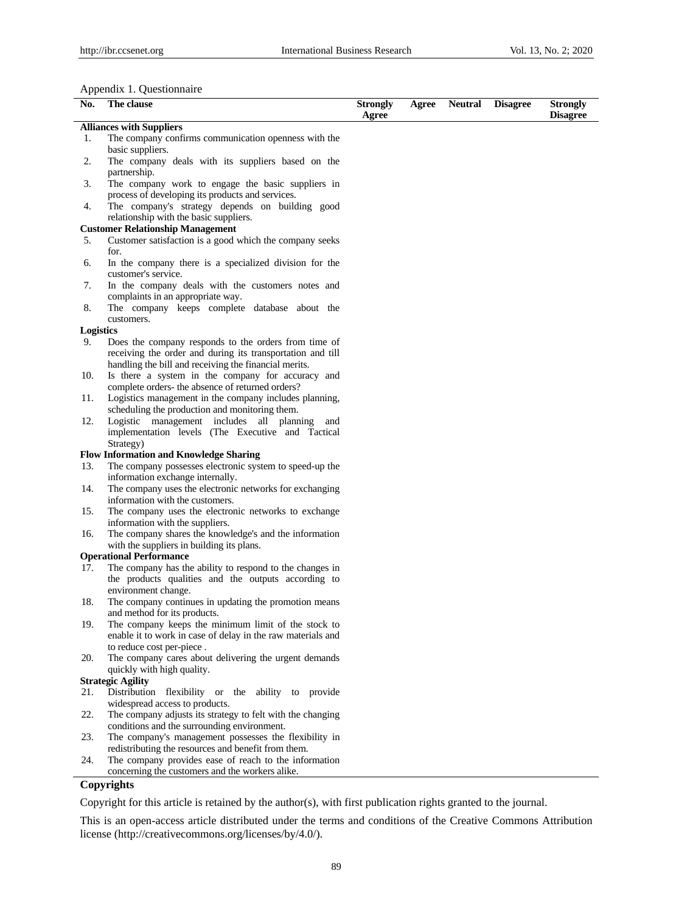Appendix 1. Questionnaire

| No. | The clause | Strongly Agree | Agree | Neutral | Disagree | Strongly Disagree |
|---|---|---|---|---|---|---|
| **Alliances with Suppliers** | | | | | | |
| 1. | The company confirms communication openness with the basic suppliers. | | | | | |
| 2. | The company deals with its suppliers based on the partnership. | | | | | |
| 3. | The company work to engage the basic suppliers in process of developing its products and services. | | | | | |
| 4. | The company's strategy depends on building good relationship with the basic suppliers. | | | | | |
| **Customer Relationship Management** | | | | | | |
| 5. | Customer satisfaction is a good which the company seeks for. | | | | | |
| 6. | In the company there is a specialized division for the customer's service. | | | | | |
| 7. | In the company deals with the customers notes and complaints in an appropriate way. | | | | | |
| 8. | The company keeps complete database about the customers. | | | | | |
| **Logistics** | | | | | | |
| 9. | Does the company responds to the orders from time of receiving the order and during its transportation and till handling the bill and receiving the financial merits. | | | | | |
| 10. | Is there a system in the company for accuracy and complete orders- the absence of returned orders? | | | | | |
| 11. | Logistics management in the company includes planning, scheduling the production and monitoring them. | | | | | |
| 12. | Logistic management includes all planning and implementation levels (The Executive and Tactical Strategy) | | | | | |
| **Flow Information and Knowledge Sharing** | | | | | | |
| 13. | The company possesses electronic system to speed-up the information exchange internally. | | | | | |
| 14. | The company uses the electronic networks for exchanging information with the customers. | | | | | |
| 15. | The company uses the electronic networks to exchange information with the suppliers. | | | | | |
| 16. | The company shares the knowledge's and the information with the suppliers in building its plans. | | | | | |
| **Operational Performance** | | | | | | |
| 17. | The company has the ability to respond to the changes in the products qualities and the outputs according to environment change. | | | | | |
| 18. | The company continues in updating the promotion means and method for its products. | | | | | |
| 19. | The company keeps the minimum limit of the stock to enable it to work in case of delay in the raw materials and to reduce cost per-piece . | | | | | |
| 20. | The company cares about delivering the urgent demands quickly with high quality. | | | | | |
| **Strategic Agility** | | | | | | |
| 21. | Distribution flexibility or the ability to provide widespread access to products. | | | | | |
| 22. | The company adjusts its strategy to felt with the changing conditions and the surrounding environment. | | | | | |
| 23. | The company's management possesses the flexibility in redistributing the resources and benefit from them. | | | | | |
| 24. | The company provides ease of reach to the information concerning the customers and the workers alike. | | | | | |

## Copyrights

Copyright for this article is retained by the author(s), with first publication rights granted to the journal.

This is an open-access article distributed under the terms and conditions of the Creative Commons Attribution license (http://creativecommons.org/licenses/by/4.0/).